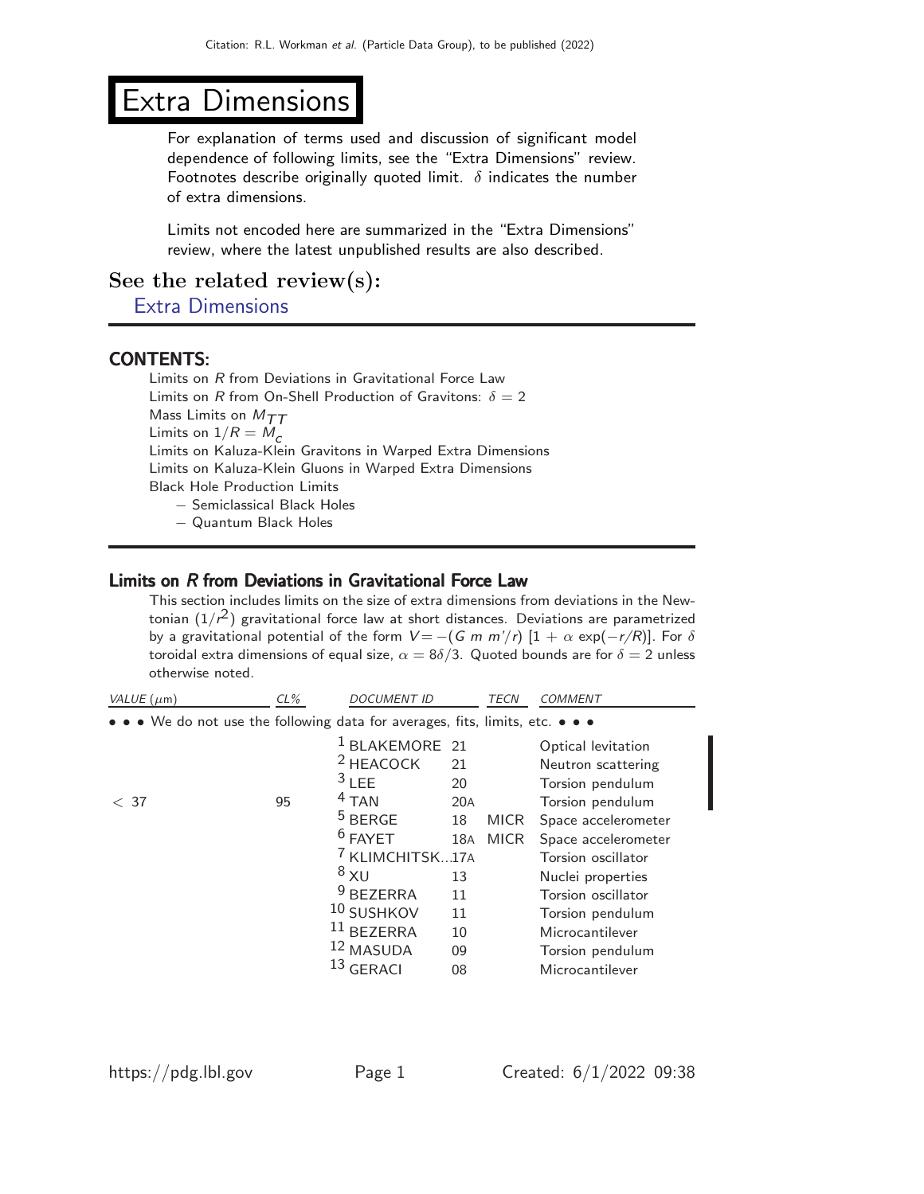# Extra Dimensions

For explanation of terms used and discussion of significant model dependence of following limits, see the "Extra Dimensions" review. Footnotes describe originally quoted limit. $\delta$ indicates the number of extra dimensions.

Limits not encoded here are summarized in the "Extra Dimensions" review, where the latest unpublished results are also described.

## See the related review(s):

Extra Dimensions

### CONTENTS:

- Limits on $R$ from Deviations in Gravitational Force Law
- Limits on $R$ from On-Shell Production of Gravitons: $\delta = 2$
- Mass Limits on $M_{TT}$
- Limits on $1/R = M_c$
- Limits on Kaluza-Klein Gravitons in Warped Extra Dimensions
- Limits on Kaluza-Klein Gluons in Warped Extra Dimensions
- Black Hole Production Limits
  - Semiclassical Black Holes
  - Quantum Black Holes

### Limits on *R* from Deviations in Gravitational Force Law

This section includes limits on the size of extra dimensions from deviations in the Newtonian ($1/r^2$) gravitational force law at short distances. Deviations are parametrized by a gravitational potential of the form $V = -(G\ m\ m'/r)\ [1 + \alpha \exp(-r/R)]$. For $\delta$ toroidal extra dimensions of equal size, $\alpha = 8\delta/3$. Quoted bounds are for $\delta = 2$ unless otherwise noted.

| *VALUE* (μm) | *CL%* | *DOCUMENT ID* | | *TECN* | *COMMENT* |
|---|---|---|---|---|---|
| • • • We do not use the following data for averages, fits, limits, etc. • • • | | | | | |
| | | [1] BLAKEMORE | 21 | | Optical levitation |
| | | [2] HEACOCK | 21 | | Neutron scattering |
| | | [3] LEE | 20 | | Torsion pendulum |
| < 37 | 95 | [4] TAN | 20A | | Torsion pendulum |
| | | [5] BERGE | 18 | MICR | Space accelerometer |
| | | [6] FAYET | 18A | MICR | Space accelerometer |
| | | [7] KLIMCHITSK... | 17A | | Torsion oscillator |
| | | [8] XU | 13 | | Nuclei properties |
| | | [9] BEZERRA | 11 | | Torsion oscillator |
| | | [10] SUSHKOV | 11 | | Torsion pendulum |
| | | [11] BEZERRA | 10 | | Microcantilever |
| | | [12] MASUDA | 09 | | Torsion pendulum |
| | | [13] GERACI | 08 | | Microcantilever |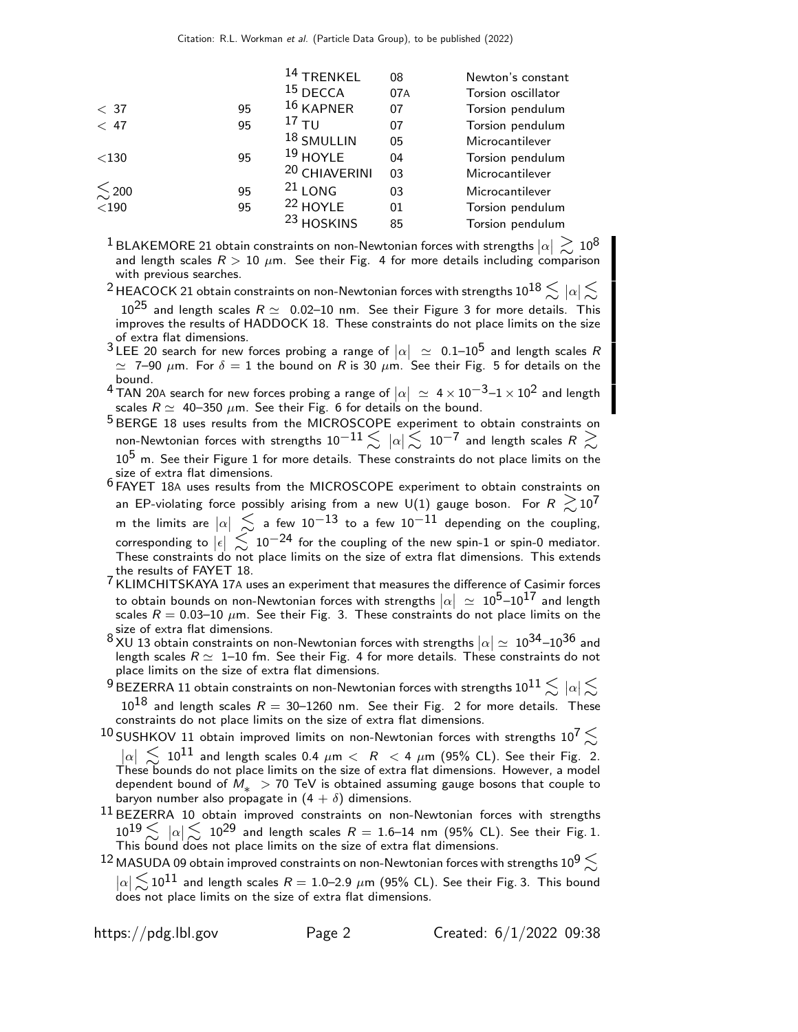| VALUE | CL% | DOCUMENT ID | | TECN |
|---|---|---|---|---|
| | | [14] TRENKEL | 08 | Newton's constant |
| | | [15] DECCA | 07A | Torsion oscillator |
| $< 37$ | 95 | [16] KAPNER | 07 | Torsion pendulum |
| $< 47$ | 95 | [17] TU | 07 | Torsion pendulum |
| | | [18] SMULLIN | 05 | Microcantilever |
| $<130$ | 95 | [19] HOYLE | 04 | Torsion pendulum |
| | | [20] CHIAVERINI | 03 | Microcantilever |
| $\lesssim 200$ | 95 | [21] LONG | 03 | Microcantilever |
| $<190$ | 95 | [22] HOYLE | 01 | Torsion pendulum |
| | | [23] HOSKINS | 85 | Torsion pendulum |

[1] BLAKEMORE 21 obtain constraints on non-Newtonian forces with strengths $|\alpha| \gtrsim 10^8$ and length scales $R > 10$ $\mu$m. See their Fig. 4 for more details including comparison with previous searches.

[2] HEACOCK 21 obtain constraints on non-Newtonian forces with strengths $10^{18} \lesssim |\alpha| \lesssim 10^{25}$ and length scales $R \simeq$ 0.02–10 nm. See their Figure 3 for more details. This improves the results of HADDOCK 18. These constraints do not place limits on the size of extra flat dimensions.

[3] LEE 20 search for new forces probing a range of $|\alpha| \simeq$ 0.1–$10^5$ and length scales $R \simeq$ 7–90 $\mu$m. For $\delta = 1$ the bound on $R$ is 30 $\mu$m. See their Fig. 5 for details on the bound.

[4] TAN 20A search for new forces probing a range of $|\alpha| \simeq 4 \times 10^{-3}$–$1 \times 10^2$ and length scales $R \simeq$ 40–350 $\mu$m. See their Fig. 6 for details on the bound.

[5] BERGE 18 uses results from the MICROSCOPE experiment to obtain constraints on non-Newtonian forces with strengths $10^{-11} \lesssim |\alpha| \lesssim 10^{-7}$ and length scales $R \gtrsim 10^5$ m. See their Figure 1 for more details. These constraints do not place limits on the size of extra flat dimensions.

[6] FAYET 18A uses results from the MICROSCOPE experiment to obtain constraints on an EP-violating force possibly arising from a new U(1) gauge boson. For $R \gtrsim 10^7$ m the limits are $|\alpha| \lesssim$ a few $10^{-13}$ to a few $10^{-11}$ depending on the coupling, corresponding to $|\epsilon| \lesssim 10^{-24}$ for the coupling of the new spin-1 or spin-0 mediator. These constraints do not place limits on the size of extra flat dimensions. This extends the results of FAYET 18.

[7] KLIMCHITSKAYA 17A uses an experiment that measures the difference of Casimir forces to obtain bounds on non-Newtonian forces with strengths $|\alpha| \simeq 10^5$–$10^{17}$ and length scales $R =$ 0.03–10 $\mu$m. See their Fig. 3. These constraints do not place limits on the size of extra flat dimensions.

[8] XU 13 obtain constraints on non-Newtonian forces with strengths $|\alpha| \simeq 10^{34}$–$10^{36}$ and length scales $R \simeq$ 1–10 fm. See their Fig. 4 for more details. These constraints do not place limits on the size of extra flat dimensions.

[9] BEZERRA 11 obtain constraints on non-Newtonian forces with strengths $10^{11} \lesssim |\alpha| \lesssim 10^{18}$ and length scales $R =$ 30–1260 nm. See their Fig. 2 for more details. These constraints do not place limits on the size of extra flat dimensions.

[10] SUSHKOV 11 obtain improved limits on non-Newtonian forces with strengths $10^7 \lesssim |\alpha| \lesssim 10^{11}$ and length scales 0.4 $\mu$m $< R <$ 4 $\mu$m (95% CL). See their Fig. 2. These bounds do not place limits on the size of extra flat dimensions. However, a model dependent bound of $M_* > 70$ TeV is obtained assuming gauge bosons that couple to baryon number also propagate in $(4 + \delta)$ dimensions.

[11] BEZERRA 10 obtain improved constraints on non-Newtonian forces with strengths $10^{19} \lesssim |\alpha| \lesssim 10^{29}$ and length scales $R =$ 1.6–14 nm (95% CL). See their Fig. 1. This bound does not place limits on the size of extra flat dimensions.

[12] MASUDA 09 obtain improved constraints on non-Newtonian forces with strengths $10^9 \lesssim |\alpha| \lesssim 10^{11}$ and length scales $R =$ 1.0–2.9 $\mu$m (95% CL). See their Fig. 3. This bound does not place limits on the size of extra flat dimensions.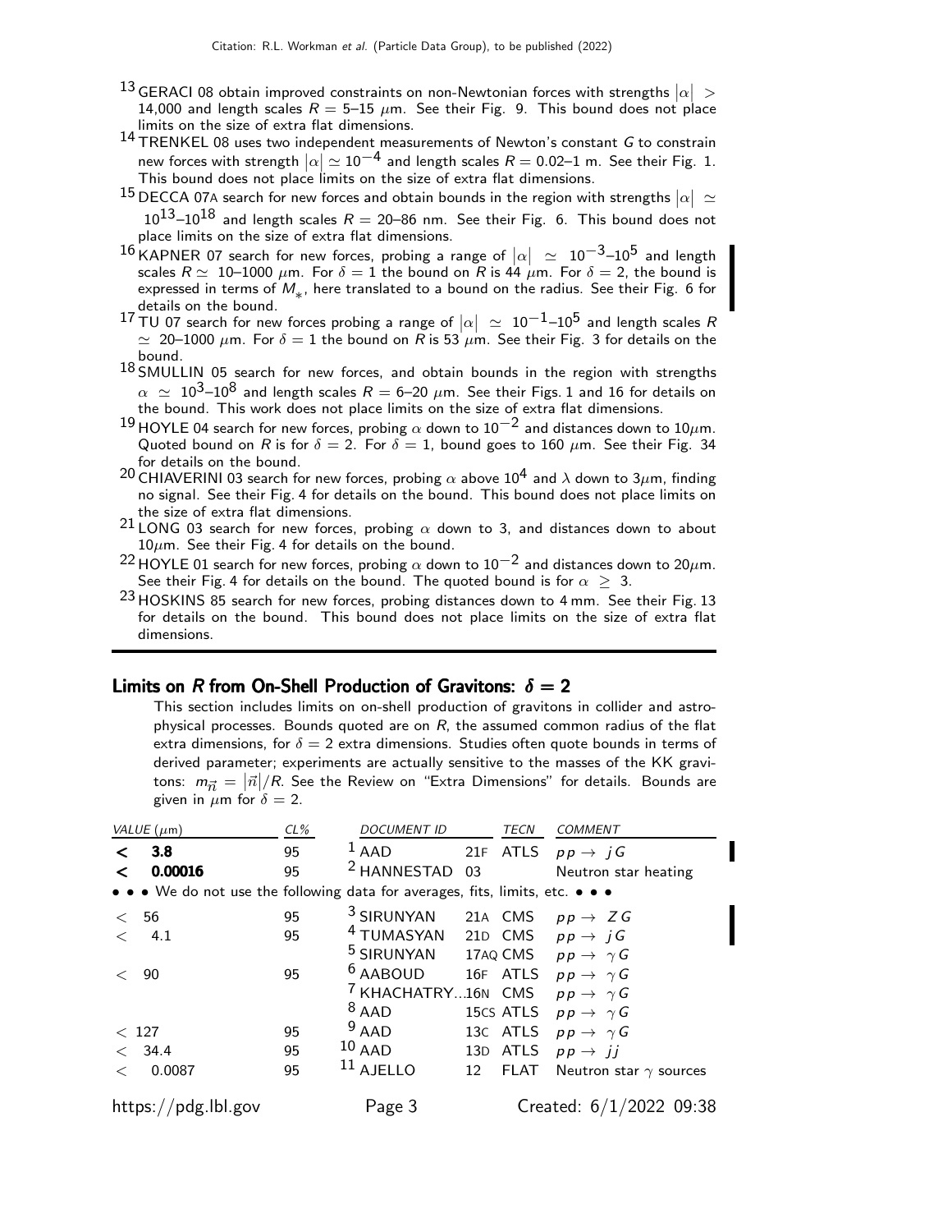[13] GERACI 08 obtain improved constraints on non-Newtonian forces with strengths $|\alpha| > 14{,}000$ and length scales $R$ = 5–15 $\mu$m. See their Fig. 9. This bound does not place limits on the size of extra flat dimensions.

[14] TRENKEL 08 uses two independent measurements of Newton's constant $G$ to constrain new forces with strength $|\alpha| \simeq 10^{-4}$ and length scales $R$ = 0.02–1 m. See their Fig. 1. This bound does not place limits on the size of extra flat dimensions.

[15] DECCA 07A search for new forces and obtain bounds in the region with strengths $|\alpha| \simeq 10^{13}$–$10^{18}$ and length scales $R$ = 20–86 nm. See their Fig. 6. This bound does not place limits on the size of extra flat dimensions.

[16] KAPNER 07 search for new forces, probing a range of $|\alpha| \simeq 10^{-3}$–$10^{5}$ and length scales $R \simeq$ 10–1000 $\mu$m. For $\delta = 1$ the bound on $R$ is 44 $\mu$m. For $\delta = 2$, the bound is expressed in terms of $M_*$, here translated to a bound on the radius. See their Fig. 6 for details on the bound.

[17] TU 07 search for new forces probing a range of $|\alpha| \simeq 10^{-1}$–$10^{5}$ and length scales $R \simeq$ 20–1000 $\mu$m. For $\delta = 1$ the bound on $R$ is 53 $\mu$m. See their Fig. 3 for details on the bound.

[18] SMULLIN 05 search for new forces, and obtain bounds in the region with strengths $\alpha \simeq 10^{3}$–$10^{8}$ and length scales $R$ = 6–20 $\mu$m. See their Figs. 1 and 16 for details on the bound. This work does not place limits on the size of extra flat dimensions.

[19] HOYLE 04 search for new forces, probing $\alpha$ down to $10^{-2}$ and distances down to 10$\mu$m. Quoted bound on $R$ is for $\delta = 2$. For $\delta = 1$, bound goes to 160 $\mu$m. See their Fig. 34 for details on the bound.

[20] CHIAVERINI 03 search for new forces, probing $\alpha$ above $10^4$ and $\lambda$ down to 3$\mu$m, finding no signal. See their Fig. 4 for details on the bound. This bound does not place limits on the size of extra flat dimensions.

[21] LONG 03 search for new forces, probing $\alpha$ down to 3, and distances down to about 10$\mu$m. See their Fig. 4 for details on the bound.

[22] HOYLE 01 search for new forces, probing $\alpha$ down to $10^{-2}$ and distances down to 20$\mu$m. See their Fig. 4 for details on the bound. The quoted bound is for $\alpha \geq 3$.

[23] HOSKINS 85 search for new forces, probing distances down to 4 mm. See their Fig. 13 for details on the bound. This bound does not place limits on the size of extra flat dimensions.

## Limits on $R$ from On-Shell Production of Gravitons: $\delta = 2$

This section includes limits on on-shell production of gravitons in collider and astrophysical processes. Bounds quoted are on $R$, the assumed common radius of the flat extra dimensions, for $\delta = 2$ extra dimensions. Studies often quote bounds in terms of derived parameter; experiments are actually sensitive to the masses of the KK gravitons: $m_{\vec{n}} = |\vec{n}|/R$. See the Review on "Extra Dimensions" for details. Bounds are given in $\mu$m for $\delta = 2$.

| VALUE ($\mu$m) | CL% | DOCUMENT ID | | TECN | COMMENT |
|---|---|---|---|---|---|
| **< 3.8** | 95 | [1] AAD | 21F | ATLS | $pp \to jG$ |
| **< 0.00016** | 95 | [2] HANNESTAD | 03 | | Neutron star heating |
| • • • We do not use the following data for averages, fits, limits, etc. • • • | | | | | |
| < 56 | 95 | [3] SIRUNYAN | 21A | CMS | $pp \to ZG$ |
| < 4.1 | 95 | [4] TUMASYAN | 21D | CMS | $pp \to jG$ |
| | | [5] SIRUNYAN | 17AQ | CMS | $pp \to \gamma G$ |
| < 90 | 95 | [6] AABOUD | 16F | ATLS | $pp \to \gamma G$ |
| | | [7] KHACHATRY... | 16N | CMS | $pp \to \gamma G$ |
| | | [8] AAD | 15CS | ATLS | $pp \to \gamma G$ |
| < 127 | 95 | [9] AAD | 13C | ATLS | $pp \to \gamma G$ |
| < 34.4 | 95 | [10] AAD | 13D | ATLS | $pp \to jj$ |
| < 0.0087 | 95 | [11] AJELLO | 12 | FLAT | Neutron star $\gamma$ sources |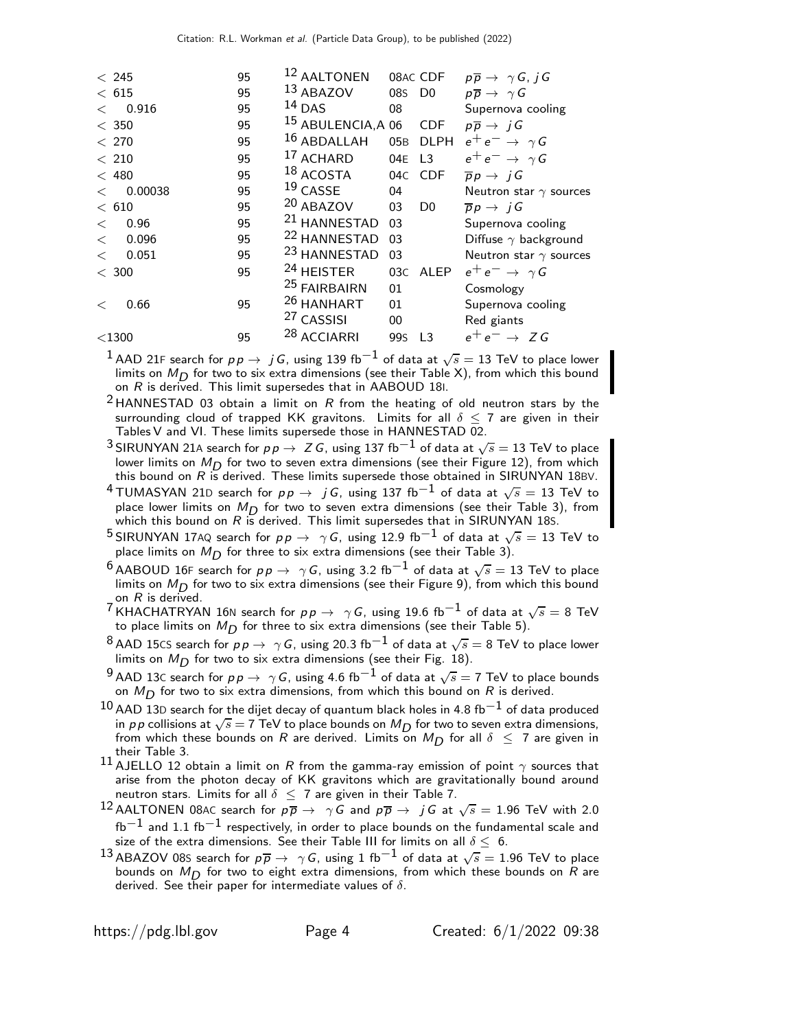| VALUE | CL% | DOCUMENT ID | | TECN | COMMENT |
|---|---|---|---|---|---|
| $< 245$ | 95 | [12] AALTONEN | 08AC | CDF | $p\overline{p} \rightarrow \gamma G$, $jG$ |
| $< 615$ | 95 | [13] ABAZOV | 08S | D0 | $p\overline{p} \rightarrow \gamma G$ |
| $< 0.916$ | 95 | [14] DAS | 08 | | Supernova cooling |
| $< 350$ | 95 | [15] ABULENCIA,A | 06 | CDF | $p\overline{p} \rightarrow jG$ |
| $< 270$ | 95 | [16] ABDALLAH | 05B | DLPH | $e^+e^- \rightarrow \gamma G$ |
| $< 210$ | 95 | [17] ACHARD | 04E | L3 | $e^+e^- \rightarrow \gamma G$ |
| $< 480$ | 95 | [18] ACOSTA | 04C | CDF | $\overline{p}p \rightarrow jG$ |
| $< 0.00038$ | 95 | [19] CASSE | 04 | | Neutron star $\gamma$ sources |
| $< 610$ | 95 | [20] ABAZOV | 03 | D0 | $\overline{p}p \rightarrow jG$ |
| $< 0.96$ | 95 | [21] HANNESTAD | 03 | | Supernova cooling |
| $< 0.096$ | 95 | [22] HANNESTAD | 03 | | Diffuse $\gamma$ background |
| $< 0.051$ | 95 | [23] HANNESTAD | 03 | | Neutron star $\gamma$ sources |
| $< 300$ | 95 | [24] HEISTER | 03C | ALEP | $e^+e^- \rightarrow \gamma G$ |
| | | [25] FAIRBAIRN | 01 | | Cosmology |
| $< 0.66$ | 95 | [26] HANHART | 01 | | Supernova cooling |
| | | [27] CASSISI | 00 | | Red giants |
| $<1300$ | 95 | [28] ACCIARRI | 99S | L3 | $e^+e^- \rightarrow ZG$ |

[1] AAD 21F search for $pp \rightarrow jG$, using 139 fb$^{-1}$ of data at $\sqrt{s} = 13$ TeV to place lower limits on $M_D$ for two to six extra dimensions (see their Table X), from which this bound on $R$ is derived. This limit supersedes that in AABOUD 18I.

[2] HANNESTAD 03 obtain a limit on $R$ from the heating of old neutron stars by the surrounding cloud of trapped KK gravitons. Limits for all $\delta \leq 7$ are given in their Tables V and VI. These limits supersede those in HANNESTAD 02.

[3] SIRUNYAN 21A search for $pp \rightarrow ZG$, using 137 fb$^{-1}$ of data at $\sqrt{s} = 13$ TeV to place lower limits on $M_D$ for two to seven extra dimensions (see their Figure 12), from which this bound on $R$ is derived. These limits supersede those obtained in SIRUNYAN 18BV.

[4] TUMASYAN 21D search for $pp \rightarrow jG$, using 137 fb$^{-1}$ of data at $\sqrt{s} = 13$ TeV to place lower limits on $M_D$ for two to seven extra dimensions (see their Table 3), from which this bound on $R$ is derived. This limit supersedes that in SIRUNYAN 18S.

[5] SIRUNYAN 17AQ search for $pp \rightarrow \gamma G$, using 12.9 fb$^{-1}$ of data at $\sqrt{s} = 13$ TeV to place limits on $M_D$ for three to six extra dimensions (see their Table 3).

[6] AABOUD 16F search for $pp \rightarrow \gamma G$, using 3.2 fb$^{-1}$ of data at $\sqrt{s} = 13$ TeV to place limits on $M_D$ for two to six extra dimensions (see their Figure 9), from which this bound on $R$ is derived.

[7] KHACHATRYAN 16N search for $pp \rightarrow \gamma G$, using 19.6 fb$^{-1}$ of data at $\sqrt{s} = 8$ TeV to place limits on $M_D$ for three to six extra dimensions (see their Table 5).

[8] AAD 15CS search for $pp \rightarrow \gamma G$, using 20.3 fb$^{-1}$ of data at $\sqrt{s} = 8$ TeV to place lower limits on $M_D$ for two to six extra dimensions (see their Fig. 18).

[9] AAD 13C search for $pp \rightarrow \gamma G$, using 4.6 fb$^{-1}$ of data at $\sqrt{s} = 7$ TeV to place bounds on $M_D$ for two to six extra dimensions, from which this bound on $R$ is derived.

[10] AAD 13D search for the dijet decay of quantum black holes in 4.8 fb$^{-1}$ of data produced in $pp$ collisions at $\sqrt{s} = 7$ TeV to place bounds on $M_D$ for two to seven extra dimensions, from which these bounds on $R$ are derived. Limits on $M_D$ for all $\delta \leq 7$ are given in their Table 3.

[11] AJELLO 12 obtain a limit on $R$ from the gamma-ray emission of point $\gamma$ sources that arise from the photon decay of KK gravitons which are gravitationally bound around neutron stars. Limits for all $\delta \leq 7$ are given in their Table 7.

[12] AALTONEN 08AC search for $p\overline{p} \rightarrow \gamma G$ and $p\overline{p} \rightarrow jG$ at $\sqrt{s} = 1.96$ TeV with 2.0 fb$^{-1}$ and 1.1 fb$^{-1}$ respectively, in order to place bounds on the fundamental scale and size of the extra dimensions. See their Table III for limits on all $\delta \leq 6$.

[13] ABAZOV 08S search for $p\overline{p} \rightarrow \gamma G$, using 1 fb$^{-1}$ of data at $\sqrt{s} = 1.96$ TeV to place bounds on $M_D$ for two to eight extra dimensions, from which these bounds on $R$ are derived. See their paper for intermediate values of $\delta$.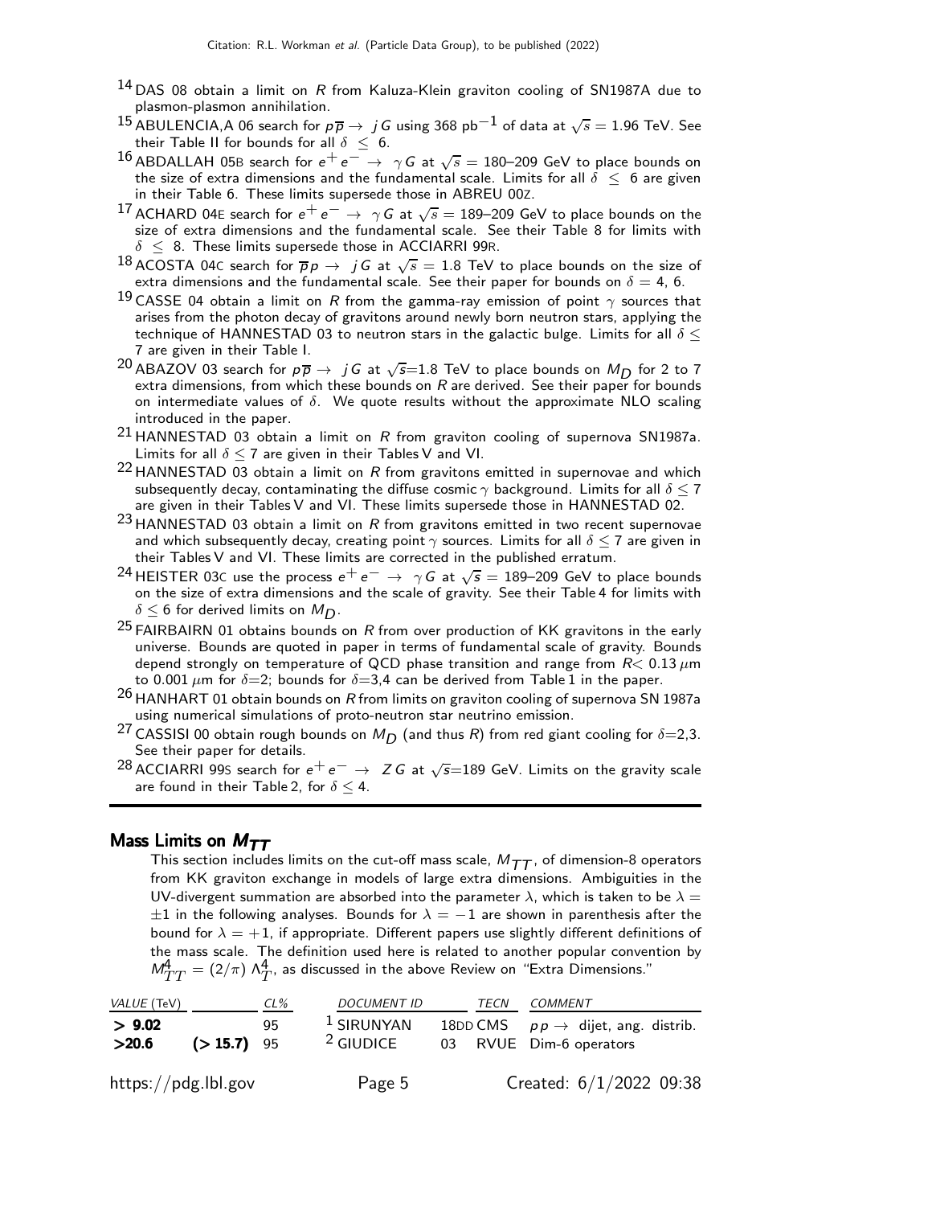[14] DAS 08 obtain a limit on $R$ from Kaluza-Klein graviton cooling of SN1987A due to plasmon-plasmon annihilation.

[15] ABULENCIA,A 06 search for $p\overline{p} \rightarrow jG$ using 368 pb$^{-1}$ of data at $\sqrt{s} = 1.96$ TeV. See their Table II for bounds for all $\delta \leq 6$.

[16] ABDALLAH 05B search for $e^+e^- \rightarrow \gamma G$ at $\sqrt{s} = 180$–209 GeV to place bounds on the size of extra dimensions and the fundamental scale. Limits for all $\delta \leq 6$ are given in their Table 6. These limits supersede those in ABREU 00Z.

[17] ACHARD 04E search for $e^+e^- \rightarrow \gamma G$ at $\sqrt{s} = 189$–209 GeV to place bounds on the size of extra dimensions and the fundamental scale. See their Table 8 for limits with $\delta \leq 8$. These limits supersede those in ACCIARRI 99R.

[18] ACOSTA 04C search for $\overline{p}p \rightarrow jG$ at $\sqrt{s} = 1.8$ TeV to place bounds on the size of extra dimensions and the fundamental scale. See their paper for bounds on $\delta = 4$, 6.

[19] CASSE 04 obtain a limit on $R$ from the gamma-ray emission of point $\gamma$ sources that arises from the photon decay of gravitons around newly born neutron stars, applying the technique of HANNESTAD 03 to neutron stars in the galactic bulge. Limits for all $\delta \leq 7$ are given in their Table I.

[20] ABAZOV 03 search for $p\overline{p} \rightarrow jG$ at $\sqrt{s}$=1.8 TeV to place bounds on $M_D$ for 2 to 7 extra dimensions, from which these bounds on $R$ are derived. See their paper for bounds on intermediate values of $\delta$. We quote results without the approximate NLO scaling introduced in the paper.

[21] HANNESTAD 03 obtain a limit on $R$ from graviton cooling of supernova SN1987a. Limits for all $\delta \leq 7$ are given in their Tables V and VI.

[22] HANNESTAD 03 obtain a limit on $R$ from gravitons emitted in supernovae and which subsequently decay, contaminating the diffuse cosmic $\gamma$ background. Limits for all $\delta \leq 7$ are given in their Tables V and VI. These limits supersede those in HANNESTAD 02.

[23] HANNESTAD 03 obtain a limit on $R$ from gravitons emitted in two recent supernovae and which subsequently decay, creating point $\gamma$ sources. Limits for all $\delta \leq 7$ are given in their Tables V and VI. These limits are corrected in the published erratum.

[24] HEISTER 03C use the process $e^+e^- \rightarrow \gamma G$ at $\sqrt{s} = 189$–209 GeV to place bounds on the size of extra dimensions and the scale of gravity. See their Table 4 for limits with $\delta \leq 6$ for derived limits on $M_D$.

[25] FAIRBAIRN 01 obtains bounds on $R$ from over production of KK gravitons in the early universe. Bounds are quoted in paper in terms of fundamental scale of gravity. Bounds depend strongly on temperature of QCD phase transition and range from $R< 0.13\,\mu$m to 0.001 $\mu$m for $\delta$=2; bounds for $\delta$=3,4 can be derived from Table 1 in the paper.

[26] HANHART 01 obtain bounds on $R$ from limits on graviton cooling of supernova SN 1987a using numerical simulations of proto-neutron star neutrino emission.

[27] CASSISI 00 obtain rough bounds on $M_D$ (and thus $R$) from red giant cooling for $\delta$=2,3. See their paper for details.

[28] ACCIARRI 99S search for $e^+e^- \rightarrow ZG$ at $\sqrt{s}$=189 GeV. Limits on the gravity scale are found in their Table 2, for $\delta \leq 4$.

## Mass Limits on $M_{TT}$

This section includes limits on the cut-off mass scale, $M_{TT}$, of dimension-8 operators from KK graviton exchange in models of large extra dimensions. Ambiguities in the UV-divergent summation are absorbed into the parameter $\lambda$, which is taken to be $\lambda = \pm1$ in the following analyses. Bounds for $\lambda = -1$ are shown in parenthesis after the bound for $\lambda = +1$, if appropriate. Different papers use slightly different definitions of the mass scale. The definition used here is related to another popular convention by $M_{TT}^4 = (2/\pi)\,\Lambda_T^4$, as discussed in the above Review on "Extra Dimensions."

| VALUE (TeV) | | CL% | DOCUMENT ID | | TECN | COMMENT |
|---|---|---|---|---|---|---|
| **> 9.02** | | 95 | [1] SIRUNYAN | 18DD | CMS | $pp \rightarrow$ dijet, ang. distrib. |
| **>20.6** | **(> 15.7)** | 95 | [2] GIUDICE | 03 | RVUE | Dim-6 operators |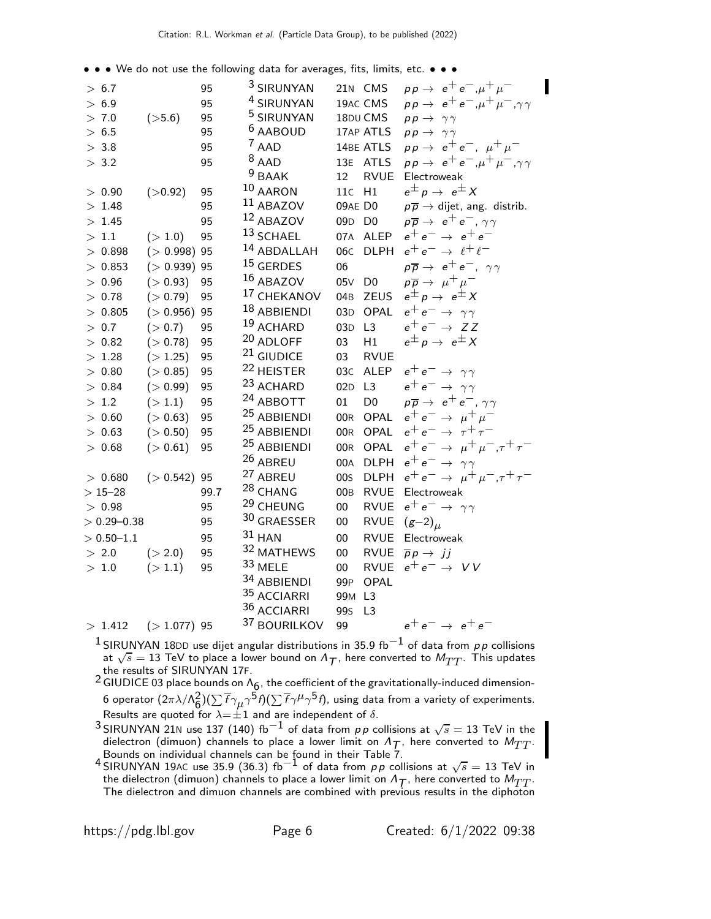• • • We do not use the following data for averages, fits, limits, etc. • • •

| | | | | | | |
|---|---|---|---|---|---|---|
| $> 6.7$ | | 95 | [3] SIRUNYAN | 21N | CMS | $pp \rightarrow e^+e^-, \mu^+\mu^-$ |
| $> 6.9$ | | 95 | [4] SIRUNYAN | 19AC | CMS | $pp \rightarrow e^+e^-, \mu^+\mu^-, \gamma\gamma$ |
| $> 7.0$ | $(>5.6)$ | 95 | [5] SIRUNYAN | 18DU | CMS | $pp \rightarrow \gamma\gamma$ |
| $> 6.5$ | | 95 | [6] AABOUD | 17AP | ATLS | $pp \rightarrow \gamma\gamma$ |
| $> 3.8$ | | 95 | [7] AAD | 14BE | ATLS | $pp \rightarrow e^+e^-, \mu^+\mu^-$ |
| $> 3.2$ | | 95 | [8] AAD | 13E | ATLS | $pp \rightarrow e^+e^-, \mu^+\mu^-, \gamma\gamma$ |
| | | | [9] BAAK | 12 | RVUE | Electroweak |
| $> 0.90$ | $(>0.92)$ | 95 | [10] AARON | 11C | H1 | $e^{\pm}p \rightarrow e^{\pm}X$ |
| $> 1.48$ | | 95 | [11] ABAZOV | 09AE | D0 | $p\overline{p} \rightarrow$ dijet, ang. distrib. |
| $> 1.45$ | | 95 | [12] ABAZOV | 09D | D0 | $p\overline{p} \rightarrow e^+e^-, \gamma\gamma$ |
| $> 1.1$ | $(>1.0)$ | 95 | [13] SCHAEL | 07A | ALEP | $e^+e^- \rightarrow e^+e^-$ |
| $> 0.898$ | $(>0.998)$ | 95 | [14] ABDALLAH | 06C | DLPH | $e^+e^- \rightarrow \ell^+\ell^-$ |
| $> 0.853$ | $(>0.939)$ | 95 | [15] GERDES | 06 | | $p\overline{p} \rightarrow e^+e^-, \gamma\gamma$ |
| $> 0.96$ | $(>0.93)$ | 95 | [16] ABAZOV | 05V | D0 | $p\overline{p} \rightarrow \mu^+\mu^-$ |
| $> 0.78$ | $(>0.79)$ | 95 | [17] CHEKANOV | 04B | ZEUS | $e^{\pm}p \rightarrow e^{\pm}X$ |
| $> 0.805$ | $(>0.956)$ | 95 | [18] ABBIENDI | 03D | OPAL | $e^+e^- \rightarrow \gamma\gamma$ |
| $> 0.7$ | $(>0.7)$ | 95 | [19] ACHARD | 03D | L3 | $e^+e^- \rightarrow ZZ$ |
| $> 0.82$ | $(>0.78)$ | 95 | [20] ADLOFF | 03 | H1 | $e^{\pm}p \rightarrow e^{\pm}X$ |
| $> 1.28$ | $(>1.25)$ | 95 | [21] GIUDICE | 03 | RVUE | |
| $> 0.80$ | $(>0.85)$ | 95 | [22] HEISTER | 03C | ALEP | $e^+e^- \rightarrow \gamma\gamma$ |
| $> 0.84$ | $(>0.99)$ | 95 | [23] ACHARD | 02D | L3 | $e^+e^- \rightarrow \gamma\gamma$ |
| $> 1.2$ | $(>1.1)$ | 95 | [24] ABBOTT | 01 | D0 | $p\overline{p} \rightarrow e^+e^-, \gamma\gamma$ |
| $> 0.60$ | $(>0.63)$ | 95 | [25] ABBIENDI | 00R | OPAL | $e^+e^- \rightarrow \mu^+\mu^-$ |
| $> 0.63$ | $(>0.50)$ | 95 | [25] ABBIENDI | 00R | OPAL | $e^+e^- \rightarrow \tau^+\tau^-$ |
| $> 0.68$ | $(>0.61)$ | 95 | [25] ABBIENDI | 00R | OPAL | $e^+e^- \rightarrow \mu^+\mu^-, \tau^+\tau^-$ |
| | | | [26] ABREU | 00A | DLPH | $e^+e^- \rightarrow \gamma\gamma$ |
| $> 0.680$ | $(>0.542)$ | 95 | [27] ABREU | 00S | DLPH | $e^+e^- \rightarrow \mu^+\mu^-, \tau^+\tau^-$ |
| $> 15$–$28$ | | 99.7 | [28] CHANG | 00B | RVUE | Electroweak |
| $> 0.98$ | | 95 | [29] CHEUNG | 00 | RVUE | $e^+e^- \rightarrow \gamma\gamma$ |
| $> 0.29$–$0.38$ | | 95 | [30] GRAESSER | 00 | RVUE | $(g-2)_\mu$ |
| $> 0.50$–$1.1$ | | 95 | [31] HAN | 00 | RVUE | Electroweak |
| $> 2.0$ | $(>2.0)$ | 95 | [32] MATHEWS | 00 | RVUE | $\overline{p}p \rightarrow jj$ |
| $> 1.0$ | $(>1.1)$ | 95 | [33] MELE | 00 | RVUE | $e^+e^- \rightarrow VV$ |
| | | | [34] ABBIENDI | 99P | OPAL | |
| | | | [35] ACCIARRI | 99M | L3 | |
| | | | [36] ACCIARRI | 99S | L3 | |
| $> 1.412$ | $(>1.077)$ | 95 | [37] BOURILKOV | 99 | | $e^+e^- \rightarrow e^+e^-$ |

[1] SIRUNYAN 18DD use dijet angular distributions in 35.9 fb$^{-1}$ of data from $pp$ collisions at $\sqrt{s} = 13$ TeV to place a lower bound on $\Lambda_T$, here converted to $M_{TT}$. This updates the results of SIRUNYAN 17F.

[2] GIUDICE 03 place bounds on $\Lambda_6$, the coefficient of the gravitationally-induced dimension-6 operator $(2\pi\lambda/\Lambda_6^2)(\sum \overline{f}\gamma_\mu\gamma^5 f)(\sum \overline{f}\gamma^\mu\gamma^5 f)$, using data from a variety of experiments. Results are quoted for $\lambda=\pm1$ and are independent of $\delta$.

[3] SIRUNYAN 21N use 137 (140) fb$^{-1}$ of data from $pp$ collisions at $\sqrt{s} = 13$ TeV in the dielectron (dimuon) channels to place a lower limit on $\Lambda_T$, here converted to $M_{TT}$. Bounds on individual channels can be found in their Table 7.

[4] SIRUNYAN 19AC use 35.9 (36.3) fb$^{-1}$ of data from $pp$ collisions at $\sqrt{s} = 13$ TeV in the dielectron (dimuon) channels to place a lower limit on $\Lambda_T$, here converted to $M_{TT}$. The dielectron and dimuon channels are combined with previous results in the diphoton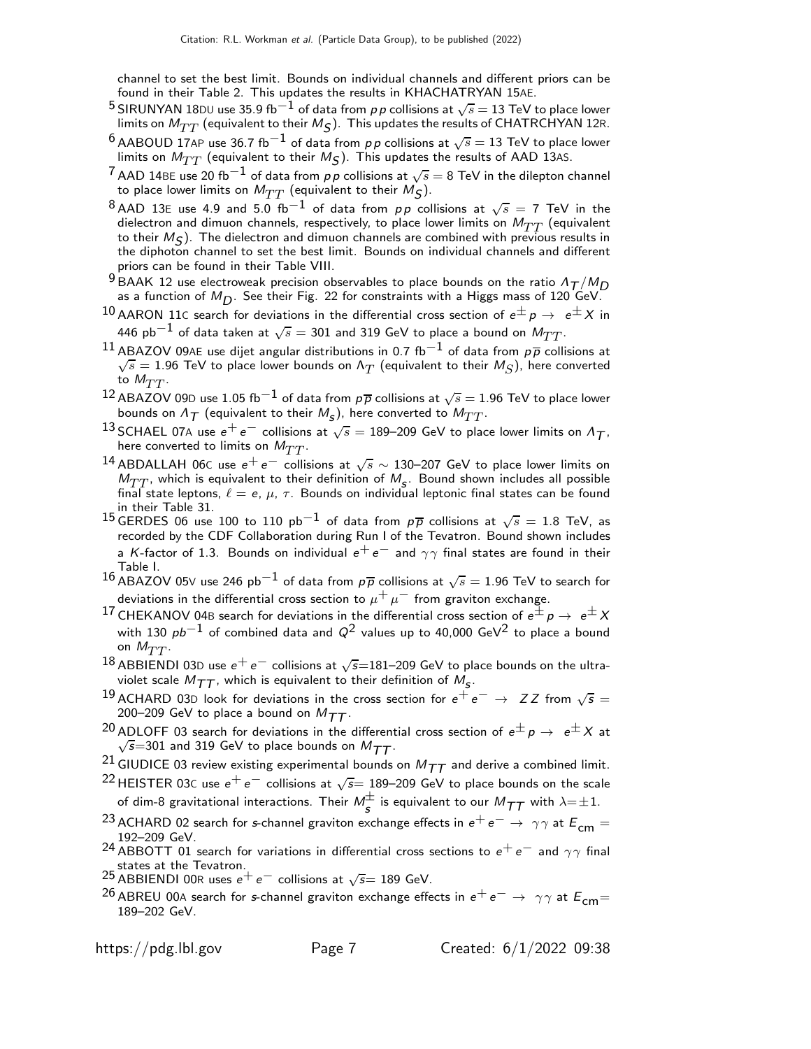channel to set the best limit. Bounds on individual channels and different priors can be found in their Table 2. This updates the results in KHACHATRYAN 15AE.

[5] SIRUNYAN 18DU use 35.9 fb$^{-1}$ of data from $pp$ collisions at $\sqrt{s} = 13$ TeV to place lower limits on $M_{TT}$ (equivalent to their $M_S$). This updates the results of CHATRCHYAN 12R.

[6] AABOUD 17AP use 36.7 fb$^{-1}$ of data from $pp$ collisions at $\sqrt{s} = 13$ TeV to place lower limits on $M_{TT}$ (equivalent to their $M_S$). This updates the results of AAD 13AS.

[7] AAD 14BE use 20 fb$^{-1}$ of data from $pp$ collisions at $\sqrt{s} = 8$ TeV in the dilepton channel to place lower limits on $M_{TT}$ (equivalent to their $M_S$).

[8] AAD 13E use 4.9 and 5.0 fb$^{-1}$ of data from $pp$ collisions at $\sqrt{s} = 7$ TeV in the dielectron and dimuon channels, respectively, to place lower limits on $M_{TT}$ (equivalent to their $M_S$). The dielectron and dimuon channels are combined with previous results in the diphoton channel to set the best limit. Bounds on individual channels and different priors can be found in their Table VIII.

[9] BAAK 12 use electroweak precision observables to place bounds on the ratio $\Lambda_T/M_D$ as a function of $M_D$. See their Fig. 22 for constraints with a Higgs mass of 120 GeV.

[10] AARON 11C search for deviations in the differential cross section of $e^{\pm} p \rightarrow e^{\pm} X$ in 446 pb$^{-1}$ of data taken at $\sqrt{s} = 301$ and 319 GeV to place a bound on $M_{TT}$.

[11] ABAZOV 09AE use dijet angular distributions in 0.7 fb$^{-1}$ of data from $p\overline{p}$ collisions at $\sqrt{s} = 1.96$ TeV to place lower bounds on $\Lambda_T$ (equivalent to their $M_S$), here converted to $M_{TT}$.

[12] ABAZOV 09D use 1.05 fb$^{-1}$ of data from $p\overline{p}$ collisions at $\sqrt{s} = 1.96$ TeV to place lower bounds on $\Lambda_T$ (equivalent to their $M_s$), here converted to $M_{TT}$.

[13] SCHAEL 07A use $e^+e^-$ collisions at $\sqrt{s} = 189$–209 GeV to place lower limits on $\Lambda_T$, here converted to limits on $M_{TT}$.

[14] ABDALLAH 06C use $e^+e^-$ collisions at $\sqrt{s} \sim 130$–207 GeV to place lower limits on $M_{TT}$, which is equivalent to their definition of $M_s$. Bound shown includes all possible final state leptons, $\ell = e$, $\mu$, $\tau$. Bounds on individual leptonic final states can be found in their Table 31.

[15] GERDES 06 use 100 to 110 pb$^{-1}$ of data from $p\overline{p}$ collisions at $\sqrt{s} = 1.8$ TeV, as recorded by the CDF Collaboration during Run I of the Tevatron. Bound shown includes a $K$-factor of 1.3. Bounds on individual $e^+e^-$ and $\gamma\gamma$ final states are found in their Table I.

[16] ABAZOV 05V use 246 pb$^{-1}$ of data from $p\overline{p}$ collisions at $\sqrt{s} = 1.96$ TeV to search for deviations in the differential cross section to $\mu^+\mu^-$ from graviton exchange.

[17] CHEKANOV 04B search for deviations in the differential cross section of $e^{\pm} p \rightarrow e^{\pm} X$ with 130 $pb^{-1}$ of combined data and $Q^2$ values up to 40,000 GeV$^2$ to place a bound on $M_{TT}$.

[18] ABBIENDI 03D use $e^+e^-$ collisions at $\sqrt{s}$=181–209 GeV to place bounds on the ultraviolet scale $M_{TT}$, which is equivalent to their definition of $M_s$.

[19] ACHARD 03D look for deviations in the cross section for $e^+e^- \rightarrow ZZ$ from $\sqrt{s} =$ 200–209 GeV to place a bound on $M_{TT}$.

[20] ADLOFF 03 search for deviations in the differential cross section of $e^{\pm} p \rightarrow e^{\pm} X$ at $\sqrt{s}$=301 and 319 GeV to place bounds on $M_{TT}$.

[21] GIUDICE 03 review existing experimental bounds on $M_{TT}$ and derive a combined limit.

[22] HEISTER 03C use $e^+e^-$ collisions at $\sqrt{s}$= 189–209 GeV to place bounds on the scale of dim-8 gravitational interactions. Their $M_s^{\pm}$ is equivalent to our $M_{TT}$ with $\lambda = \pm 1$.

[23] ACHARD 02 search for $s$-channel graviton exchange effects in $e^+e^- \rightarrow \gamma\gamma$ at $E_{\rm cm} =$ 192–209 GeV.

[24] ABBOTT 01 search for variations in differential cross sections to $e^+e^-$ and $\gamma\gamma$ final states at the Tevatron.

[25] ABBIENDI 00R uses $e^+e^-$ collisions at $\sqrt{s}$= 189 GeV.

[26] ABREU 00A search for $s$-channel graviton exchange effects in $e^+e^- \rightarrow \gamma\gamma$ at $E_{\rm cm}$= 189–202 GeV.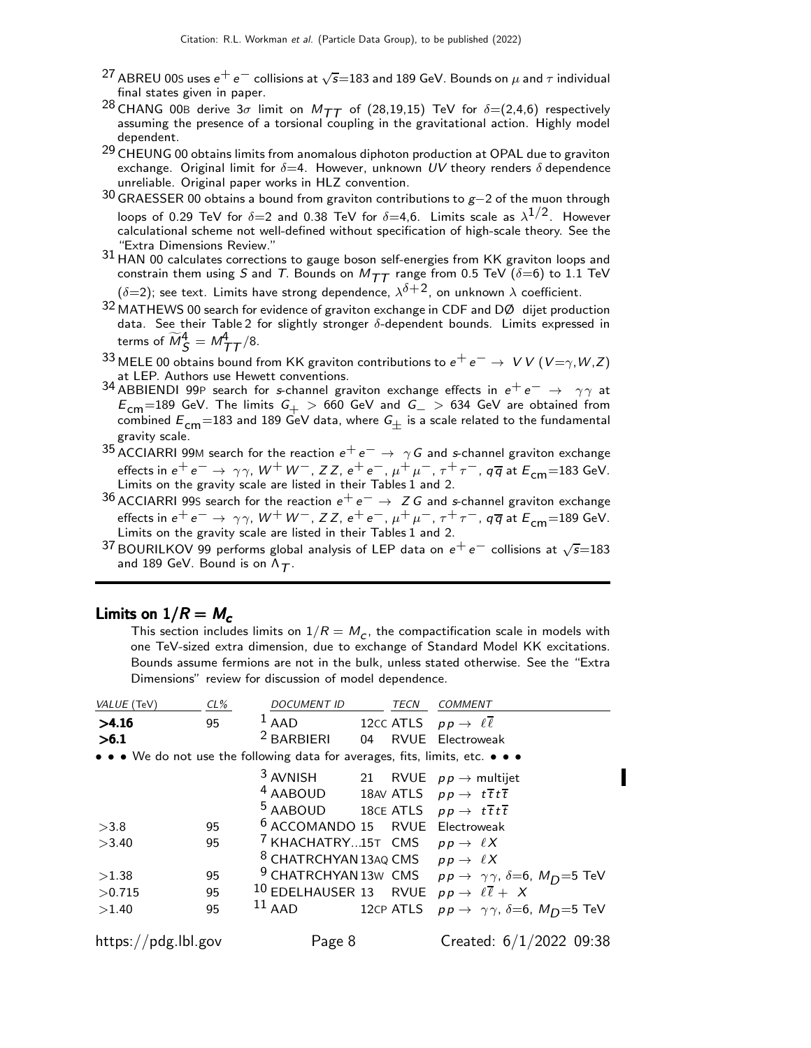[27] ABREU 00S uses $e^+ e^-$ collisions at $\sqrt{s}$=183 and 189 GeV. Bounds on $\mu$ and $\tau$ individual final states given in paper.

[28] CHANG 00B derive $3\sigma$ limit on $M_{TT}$ of (28,19,15) TeV for $\delta$=(2,4,6) respectively assuming the presence of a torsional coupling in the gravitational action. Highly model dependent.

[29] CHEUNG 00 obtains limits from anomalous diphoton production at OPAL due to graviton exchange. Original limit for $\delta$=4. However, unknown $UV$ theory renders $\delta$ dependence unreliable. Original paper works in HLZ convention.

[30] GRAESSER 00 obtains a bound from graviton contributions to $g-2$ of the muon through loops of 0.29 TeV for $\delta$=2 and 0.38 TeV for $\delta$=4,6. Limits scale as $\lambda^{1/2}$. However calculational scheme not well-defined without specification of high-scale theory. See the "Extra Dimensions Review."

[31] HAN 00 calculates corrections to gauge boson self-energies from KK graviton loops and constrain them using $S$ and $T$. Bounds on $M_{TT}$ range from 0.5 TeV ($\delta$=6) to 1.1 TeV ($\delta$=2); see text. Limits have strong dependence, $\lambda^{\delta+2}$, on unknown $\lambda$ coefficient.

[32] MATHEWS 00 search for evidence of graviton exchange in CDF and DØ dijet production data. See their Table 2 for slightly stronger $\delta$-dependent bounds. Limits expressed in terms of $\widetilde{M}_S^4 = M_{TT}^4/8$.

[33] MELE 00 obtains bound from KK graviton contributions to $e^+ e^- \rightarrow VV$ ($V$=$\gamma$,$W$,$Z$) at LEP. Authors use Hewett conventions.

[34] ABBIENDI 99P search for $s$-channel graviton exchange effects in $e^+ e^- \rightarrow \gamma\gamma$ at $E_{cm}$=189 GeV. The limits $G_+ >$ 660 GeV and $G_- >$ 634 GeV are obtained from combined $E_{cm}$=183 and 189 GeV data, where $G_\pm$ is a scale related to the fundamental gravity scale.

[35] ACCIARRI 99M search for the reaction $e^+ e^- \rightarrow \gamma G$ and $s$-channel graviton exchange effects in $e^+ e^- \rightarrow \gamma\gamma$, $W^+ W^-$, $ZZ$, $e^+ e^-$, $\mu^+ \mu^-$, $\tau^+ \tau^-$, $q\overline{q}$ at $E_{cm}$=183 GeV. Limits on the gravity scale are listed in their Tables 1 and 2.

[36] ACCIARRI 99S search for the reaction $e^+ e^- \rightarrow ZG$ and $s$-channel graviton exchange effects in $e^+ e^- \rightarrow \gamma\gamma$, $W^+ W^-$, $ZZ$, $e^+ e^-$, $\mu^+ \mu^-$, $\tau^+ \tau^-$, $q\overline{q}$ at $E_{cm}$=189 GeV. Limits on the gravity scale are listed in their Tables 1 and 2.

[37] BOURILKOV 99 performs global analysis of LEP data on $e^+ e^-$ collisions at $\sqrt{s}$=183 and 189 GeV. Bound is on $\Lambda_T$.

## Limits on $1/R = M_c$

This section includes limits on $1/R = M_c$, the compactification scale in models with one TeV-sized extra dimension, due to exchange of Standard Model KK excitations. Bounds assume fermions are not in the bulk, unless stated otherwise. See the "Extra Dimensions" review for discussion of model dependence.

| VALUE (TeV) | CL% | DOCUMENT ID | | TECN | COMMENT |
|---|---|---|---|---|---|
| **>4.16** | 95 | [1] AAD | 12CC | ATLS | $pp \rightarrow \ell\overline{\ell}$ |
| **>6.1** | | [2] BARBIERI | 04 | RVUE | Electroweak |
| • • • We do not use the following data for averages, fits, limits, etc. • • • | | | | | |
| | | [3] AVNISH | 21 | RVUE | $pp \rightarrow$ multijet |
| | | [4] AABOUD | 18AV | ATLS | $pp \rightarrow t\overline{t}t\overline{t}$ |
| | | [5] AABOUD | 18CE | ATLS | $pp \rightarrow t\overline{t}t\overline{t}$ |
| >3.8 | 95 | [6] ACCOMANDO | 15 | RVUE | Electroweak |
| >3.40 | 95 | [7] KHACHATRY... | 15T | CMS | $pp \rightarrow \ell X$ |
| | | [8] CHATRCHYAN | 13AQ | CMS | $pp \rightarrow \ell X$ |
| >1.38 | 95 | [9] CHATRCHYAN | 13W | CMS | $pp \rightarrow \gamma\gamma$, $\delta$=6, $M_D$=5 TeV |
| >0.715 | 95 | [10] EDELHAUSER | 13 | RVUE | $pp \rightarrow \ell\overline{\ell} + X$ |
| >1.40 | 95 | [11] AAD | 12CP | ATLS | $pp \rightarrow \gamma\gamma$, $\delta$=6, $M_D$=5 TeV |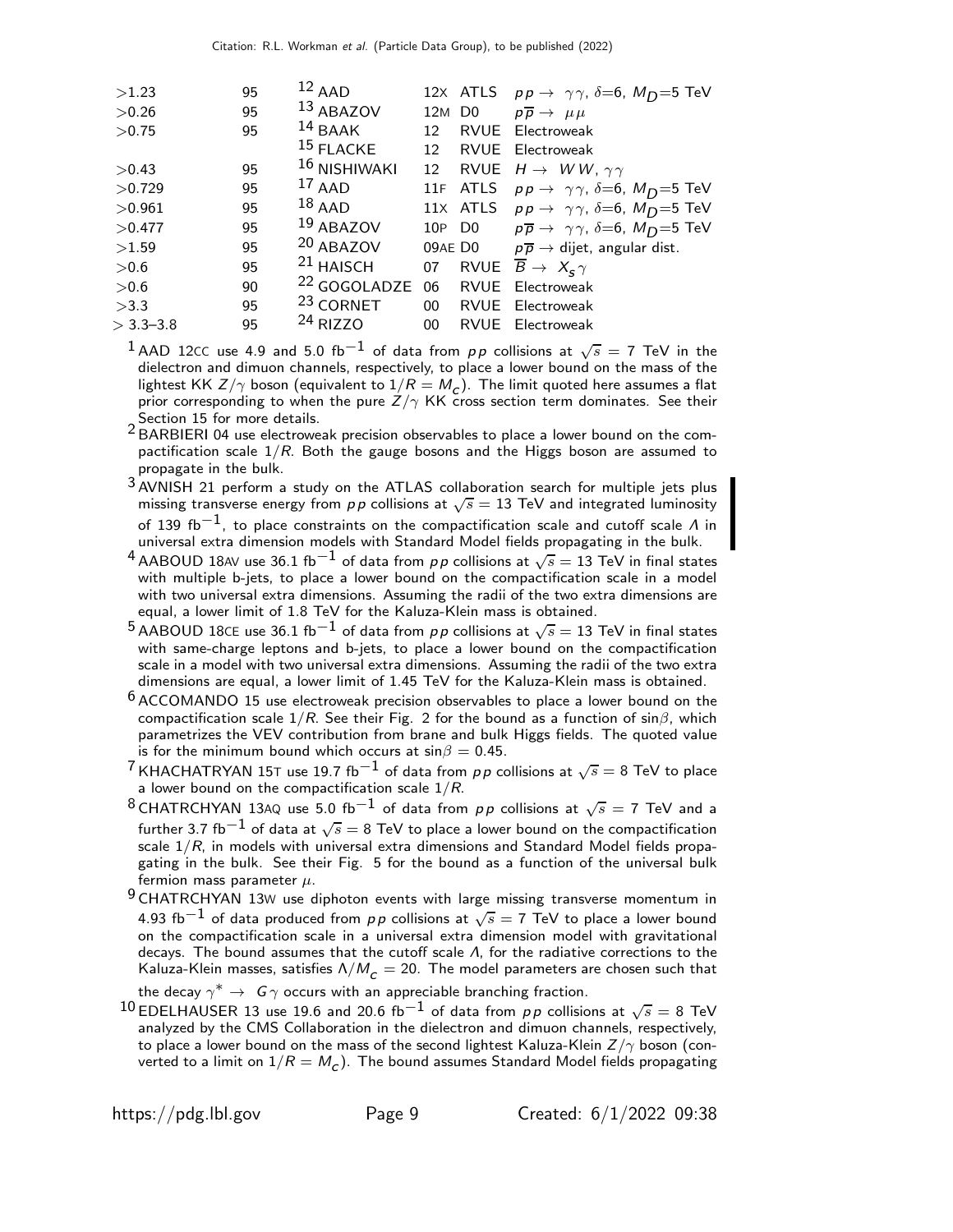| | | | | | |
|---|---|---|---|---|---|
| >1.23 | 95 | [12] AAD | 12X | ATLS | $pp \to \gamma\gamma$, $\delta$=6, $M_D$=5 TeV |
| >0.26 | 95 | [13] ABAZOV | 12M | D0 | $p\overline{p} \to \mu\mu$ |
| >0.75 | 95 | [14] BAAK | 12 | RVUE | Electroweak |
| | | [15] FLACKE | 12 | RVUE | Electroweak |
| >0.43 | 95 | [16] NISHIWAKI | 12 | RVUE | $H \to WW, \gamma\gamma$ |
| >0.729 | 95 | [17] AAD | 11F | ATLS | $pp \to \gamma\gamma$, $\delta$=6, $M_D$=5 TeV |
| >0.961 | 95 | [18] AAD | 11X | ATLS | $pp \to \gamma\gamma$, $\delta$=6, $M_D$=5 TeV |
| >0.477 | 95 | [19] ABAZOV | 10P | D0 | $p\overline{p} \to \gamma\gamma$, $\delta$=6, $M_D$=5 TeV |
| >1.59 | 95 | [20] ABAZOV | 09AE | D0 | $p\overline{p} \to$ dijet, angular dist. |
| >0.6 | 95 | [21] HAISCH | 07 | RVUE | $\overline{B} \to X_s\gamma$ |
| >0.6 | 90 | [22] GOGOLADZE | 06 | RVUE | Electroweak |
| >3.3 | 95 | [23] CORNET | 00 | RVUE | Electroweak |
| > 3.3–3.8 | 95 | [24] RIZZO | 00 | RVUE | Electroweak |

[1] AAD 12CC use 4.9 and 5.0 fb$^{-1}$ of data from $pp$ collisions at $\sqrt{s}$ = 7 TeV in the dielectron and dimuon channels, respectively, to place a lower bound on the mass of the lightest KK $Z/\gamma$ boson (equivalent to $1/R = M_c$). The limit quoted here assumes a flat prior corresponding to when the pure $Z/\gamma$ KK cross section term dominates. See their Section 15 for more details.

[2] BARBIERI 04 use electroweak precision observables to place a lower bound on the compactification scale $1/R$. Both the gauge bosons and the Higgs boson are assumed to propagate in the bulk.

[3] AVNISH 21 perform a study on the ATLAS collaboration search for multiple jets plus missing transverse energy from $pp$ collisions at $\sqrt{s}$ = 13 TeV and integrated luminosity of 139 fb$^{-1}$, to place constraints on the compactification scale and cutoff scale $\Lambda$ in universal extra dimension models with Standard Model fields propagating in the bulk.

[4] AABOUD 18AV use 36.1 fb$^{-1}$ of data from $pp$ collisions at $\sqrt{s}$ = 13 TeV in final states with multiple b-jets, to place a lower bound on the compactification scale in a model with two universal extra dimensions. Assuming the radii of the two extra dimensions are equal, a lower limit of 1.8 TeV for the Kaluza-Klein mass is obtained.

[5] AABOUD 18CE use 36.1 fb$^{-1}$ of data from $pp$ collisions at $\sqrt{s}$ = 13 TeV in final states with same-charge leptons and b-jets, to place a lower bound on the compactification scale in a model with two universal extra dimensions. Assuming the radii of the two extra dimensions are equal, a lower limit of 1.45 TeV for the Kaluza-Klein mass is obtained.

[6] ACCOMANDO 15 use electroweak precision observables to place a lower bound on the compactification scale $1/R$. See their Fig. 2 for the bound as a function of sin$\beta$, which parametrizes the VEV contribution from brane and bulk Higgs fields. The quoted value is for the minimum bound which occurs at sin$\beta$ = 0.45.

[7] KHACHATRYAN 15T use 19.7 fb$^{-1}$ of data from $pp$ collisions at $\sqrt{s}$ = 8 TeV to place a lower bound on the compactification scale $1/R$.

[8] CHATRCHYAN 13AQ use 5.0 fb$^{-1}$ of data from $pp$ collisions at $\sqrt{s}$ = 7 TeV and a further 3.7 fb$^{-1}$ of data at $\sqrt{s}$ = 8 TeV to place a lower bound on the compactification scale $1/R$, in models with universal extra dimensions and Standard Model fields propagating in the bulk. See their Fig. 5 for the bound as a function of the universal bulk fermion mass parameter $\mu$.

[9] CHATRCHYAN 13W use diphoton events with large missing transverse momentum in 4.93 fb$^{-1}$ of data produced from $pp$ collisions at $\sqrt{s}$ = 7 TeV to place a lower bound on the compactification scale in a universal extra dimension model with gravitational decays. The bound assumes that the cutoff scale $\Lambda$, for the radiative corrections to the Kaluza-Klein masses, satisfies $\Lambda/M_c$ = 20. The model parameters are chosen such that the decay $\gamma^* \to G\gamma$ occurs with an appreciable branching fraction.

[10] EDELHAUSER 13 use 19.6 and 20.6 fb$^{-1}$ of data from $pp$ collisions at $\sqrt{s}$ = 8 TeV analyzed by the CMS Collaboration in the dielectron and dimuon channels, respectively, to place a lower bound on the mass of the second lightest Kaluza-Klein $Z/\gamma$ boson (converted to a limit on $1/R = M_c$). The bound assumes Standard Model fields propagating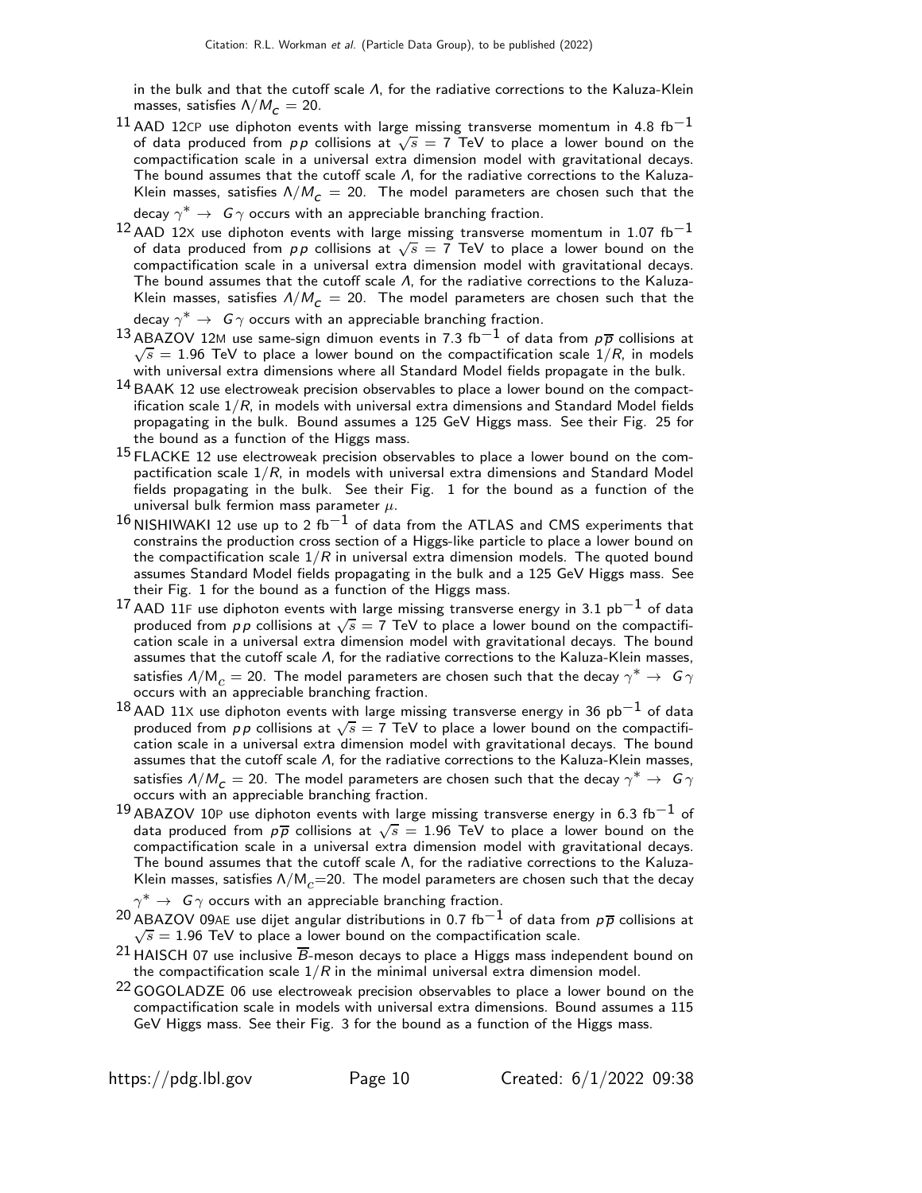in the bulk and that the cutoff scale $\Lambda$, for the radiative corrections to the Kaluza-Klein masses, satisfies $\Lambda/M_C = 20$.

[11] AAD 12CP use diphoton events with large missing transverse momentum in 4.8 $\text{fb}^{-1}$ of data produced from $pp$ collisions at $\sqrt{s} = 7$ TeV to place a lower bound on the compactification scale in a universal extra dimension model with gravitational decays. The bound assumes that the cutoff scale $\Lambda$, for the radiative corrections to the Kaluza-Klein masses, satisfies $\Lambda/M_C = 20$. The model parameters are chosen such that the decay $\gamma^* \rightarrow G\gamma$ occurs with an appreciable branching fraction.

[12] AAD 12X use diphoton events with large missing transverse momentum in 1.07 $\text{fb}^{-1}$ of data produced from $pp$ collisions at $\sqrt{s} = 7$ TeV to place a lower bound on the compactification scale in a universal extra dimension model with gravitational decays. The bound assumes that the cutoff scale $\Lambda$, for the radiative corrections to the Kaluza-Klein masses, satisfies $\Lambda/M_C = 20$. The model parameters are chosen such that the decay $\gamma^* \rightarrow G\gamma$ occurs with an appreciable branching fraction.

[13] ABAZOV 12M use same-sign dimuon events in 7.3 $\text{fb}^{-1}$ of data from $p\overline{p}$ collisions at $\sqrt{s} = 1.96$ TeV to place a lower bound on the compactification scale $1/R$, in models with universal extra dimensions where all Standard Model fields propagate in the bulk.

[14] BAAK 12 use electroweak precision observables to place a lower bound on the compactification scale $1/R$, in models with universal extra dimensions and Standard Model fields propagating in the bulk. Bound assumes a 125 GeV Higgs mass. See their Fig. 25 for the bound as a function of the Higgs mass.

[15] FLACKE 12 use electroweak precision observables to place a lower bound on the compactification scale $1/R$, in models with universal extra dimensions and Standard Model fields propagating in the bulk. See their Fig. 1 for the bound as a function of the universal bulk fermion mass parameter $\mu$.

[16] NISHIWAKI 12 use up to 2 $\text{fb}^{-1}$ of data from the ATLAS and CMS experiments that constrains the production cross section of a Higgs-like particle to place a lower bound on the compactification scale $1/R$ in universal extra dimension models. The quoted bound assumes Standard Model fields propagating in the bulk and a 125 GeV Higgs mass. See their Fig. 1 for the bound as a function of the Higgs mass.

[17] AAD 11F use diphoton events with large missing transverse energy in 3.1 $\text{pb}^{-1}$ of data produced from $pp$ collisions at $\sqrt{s} = 7$ TeV to place a lower bound on the compactification scale in a universal extra dimension model with gravitational decays. The bound assumes that the cutoff scale $\Lambda$, for the radiative corrections to the Kaluza-Klein masses, satisfies $\Lambda/M_c = 20$. The model parameters are chosen such that the decay $\gamma^* \rightarrow G\gamma$ occurs with an appreciable branching fraction.

[18] AAD 11X use diphoton events with large missing transverse energy in 36 $\text{pb}^{-1}$ of data produced from $pp$ collisions at $\sqrt{s} = 7$ TeV to place a lower bound on the compactification scale in a universal extra dimension model with gravitational decays. The bound assumes that the cutoff scale $\Lambda$, for the radiative corrections to the Kaluza-Klein masses, satisfies $\Lambda/M_C = 20$. The model parameters are chosen such that the decay $\gamma^* \rightarrow G\gamma$ occurs with an appreciable branching fraction.

[19] ABAZOV 10P use diphoton events with large missing transverse energy in 6.3 $\text{fb}^{-1}$ of data produced from $p\overline{p}$ collisions at $\sqrt{s} = 1.96$ TeV to place a lower bound on the compactification scale in a universal extra dimension model with gravitational decays. The bound assumes that the cutoff scale $\Lambda$, for the radiative corrections to the Kaluza-Klein masses, satisfies $\Lambda/M_c = 20$. The model parameters are chosen such that the decay $\gamma^* \rightarrow G\gamma$ occurs with an appreciable branching fraction.

[20] ABAZOV 09AE use dijet angular distributions in 0.7 $\text{fb}^{-1}$ of data from $p\overline{p}$ collisions at $\sqrt{s} = 1.96$ TeV to place a lower bound on the compactification scale.

[21] HAISCH 07 use inclusive $\overline{B}$-meson decays to place a Higgs mass independent bound on the compactification scale $1/R$ in the minimal universal extra dimension model.

[22] GOGOLADZE 06 use electroweak precision observables to place a lower bound on the compactification scale in models with universal extra dimensions. Bound assumes a 115 GeV Higgs mass. See their Fig. 3 for the bound as a function of the Higgs mass.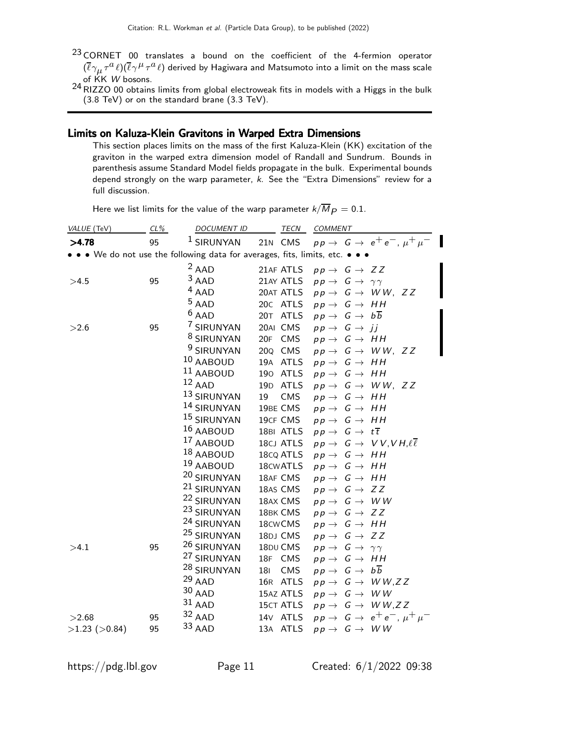[23] CORNET 00 translates a bound on the coefficient of the 4-fermion operator $(\overline{\ell}\gamma_\mu \tau^a \ell)(\overline{\ell}\gamma^\mu \tau^a \ell)$ derived by Hagiwara and Matsumoto into a limit on the mass scale of KK $W$ bosons.

[24] RIZZO 00 obtains limits from global electroweak fits in models with a Higgs in the bulk (3.8 TeV) or on the standard brane (3.3 TeV).

## Limits on Kaluza-Klein Gravitons in Warped Extra Dimensions

This section places limits on the mass of the first Kaluza-Klein (KK) excitation of the graviton in the warped extra dimension model of Randall and Sundrum. Bounds in parenthesis assume Standard Model fields propagate in the bulk. Experimental bounds depend strongly on the warp parameter, $k$. See the "Extra Dimensions" review for a full discussion.

Here we list limits for the value of the warp parameter $k/\overline{M}_P = 0.1$.

| VALUE (TeV) | CL% | DOCUMENT ID | | TECN | COMMENT |
|---|---|---|---|---|---|
| **>4.78** | 95 | [1] SIRUNYAN | 21N | CMS | $pp \to G \to e^+e^-, \mu^+\mu^-$ |
| • • • We do not use the following data for averages, fits, limits, etc. • • • | | | | | |
| | | [2] AAD | 21AF | ATLS | $pp \to G \to ZZ$ |
| >4.5 | 95 | [3] AAD | 21AY | ATLS | $pp \to G \to \gamma\gamma$ |
| | | [4] AAD | 20AT | ATLS | $pp \to G \to WW, ZZ$ |
| | | [5] AAD | 20C | ATLS | $pp \to G \to HH$ |
| | | [6] AAD | 20T | ATLS | $pp \to G \to b\overline{b}$ |
| >2.6 | 95 | [7] SIRUNYAN | 20AI | CMS | $pp \to G \to jj$ |
| | | [8] SIRUNYAN | 20F | CMS | $pp \to G \to HH$ |
| | | [9] SIRUNYAN | 20Q | CMS | $pp \to G \to WW, ZZ$ |
| | | [10] AABOUD | 19A | ATLS | $pp \to G \to HH$ |
| | | [11] AABOUD | 19O | ATLS | $pp \to G \to HH$ |
| | | [12] AAD | 19D | ATLS | $pp \to G \to WW, ZZ$ |
| | | [13] SIRUNYAN | 19 | CMS | $pp \to G \to HH$ |
| | | [14] SIRUNYAN | 19BE | CMS | $pp \to G \to HH$ |
| | | [15] SIRUNYAN | 19CF | CMS | $pp \to G \to HH$ |
| | | [16] AABOUD | 18BI | ATLS | $pp \to G \to t\overline{t}$ |
| | | [17] AABOUD | 18CJ | ATLS | $pp \to G \to VV, VH, \ell\overline{\ell}$ |
| | | [18] AABOUD | 18CQ | ATLS | $pp \to G \to HH$ |
| | | [19] AABOUD | 18CW | ATLS | $pp \to G \to HH$ |
| | | [20] SIRUNYAN | 18AF | CMS | $pp \to G \to HH$ |
| | | [21] SIRUNYAN | 18AS | CMS | $pp \to G \to ZZ$ |
| | | [22] SIRUNYAN | 18AX | CMS | $pp \to G \to WW$ |
| | | [23] SIRUNYAN | 18BK | CMS | $pp \to G \to ZZ$ |
| | | [24] SIRUNYAN | 18CW | CMS | $pp \to G \to HH$ |
| | | [25] SIRUNYAN | 18DJ | CMS | $pp \to G \to ZZ$ |
| >4.1 | 95 | [26] SIRUNYAN | 18DU | CMS | $pp \to G \to \gamma\gamma$ |
| | | [27] SIRUNYAN | 18F | CMS | $pp \to G \to HH$ |
| | | [28] SIRUNYAN | 18I | CMS | $pp \to G \to b\overline{b}$ |
| | | [29] AAD | 16R | ATLS | $pp \to G \to WW, ZZ$ |
| | | [30] AAD | 15AZ | ATLS | $pp \to G \to WW$ |
| | | [31] AAD | 15CT | ATLS | $pp \to G \to WW, ZZ$ |
| >2.68 | 95 | [32] AAD | 14V | ATLS | $pp \to G \to e^+e^-, \mu^+\mu^-$ |
| >1.23 (>0.84) | 95 | [33] AAD | 13A | ATLS | $pp \to G \to WW$ |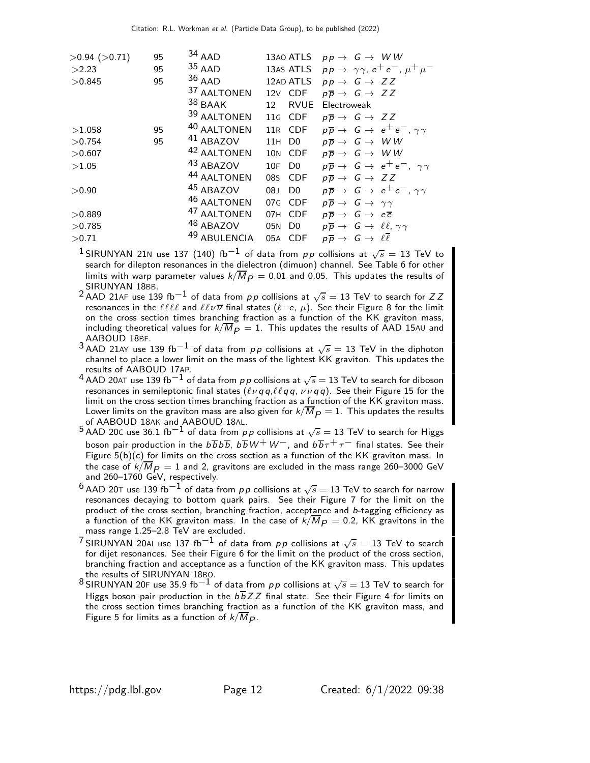| | | | | | |
|---|---|---|---|---|---|
| >0.94 (>0.71) | 95 | [34] AAD | 13AO | ATLS | $pp \rightarrow G \rightarrow WW$ |
| >2.23 | 95 | [35] AAD | 13AS | ATLS | $pp \rightarrow \gamma\gamma,\ e^+e^-,\ \mu^+\mu^-$ |
| >0.845 | 95 | [36] AAD | 12AD | ATLS | $pp \rightarrow G \rightarrow ZZ$ |
| | | [37] AALTONEN | 12V | CDF | $p\overline{p} \rightarrow G \rightarrow ZZ$ |
| | | [38] BAAK | 12 | RVUE | Electroweak |
| | | [39] AALTONEN | 11G | CDF | $p\overline{p} \rightarrow G \rightarrow ZZ$ |
| >1.058 | 95 | [40] AALTONEN | 11R | CDF | $p\overline{p} \rightarrow G \rightarrow e^+e^-,\ \gamma\gamma$ |
| >0.754 | 95 | [41] ABAZOV | 11H | D0 | $p\overline{p} \rightarrow G \rightarrow WW$ |
| >0.607 | | [42] AALTONEN | 10N | CDF | $p\overline{p} \rightarrow G \rightarrow WW$ |
| >1.05 | | [43] ABAZOV | 10F | D0 | $p\overline{p} \rightarrow G \rightarrow e^+e^-,\ \gamma\gamma$ |
| | | [44] AALTONEN | 08S | CDF | $p\overline{p} \rightarrow G \rightarrow ZZ$ |
| >0.90 | | [45] ABAZOV | 08J | D0 | $p\overline{p} \rightarrow G \rightarrow e^+e^-,\ \gamma\gamma$ |
| | | [46] AALTONEN | 07G | CDF | $p\overline{p} \rightarrow G \rightarrow \gamma\gamma$ |
| >0.889 | | [47] AALTONEN | 07H | CDF | $p\overline{p} \rightarrow G \rightarrow e\overline{e}$ |
| >0.785 | | [48] ABAZOV | 05N | D0 | $p\overline{p} \rightarrow G \rightarrow \ell\ell,\ \gamma\gamma$ |
| >0.71 | | [49] ABULENCIA | 05A | CDF | $p\overline{p} \rightarrow G \rightarrow \ell\overline{\ell}$ |

[1] SIRUNYAN 21N use 137 (140) fb$^{-1}$ of data from $pp$ collisions at $\sqrt{s}$ = 13 TeV to search for dilepton resonances in the dielectron (dimuon) channel. See Table 6 for other limits with warp parameter values $k/\overline{M}_P$ = 0.01 and 0.05. This updates the results of SIRUNYAN 18BB.

[2] AAD 21AF use 139 fb$^{-1}$ of data from $pp$ collisions at $\sqrt{s}$ = 13 TeV to search for $ZZ$ resonances in the $\ell\ell\ell\ell$ and $\ell\ell\nu\overline{\nu}$ final states ($\ell$=$e$, $\mu$). See their Figure 8 for the limit on the cross section times branching fraction as a function of the KK graviton mass, including theoretical values for $k/\overline{M}_P$ = 1. This updates the results of AAD 15AU and AABOUD 18BF.

[3] AAD 21AY use 139 fb$^{-1}$ of data from $pp$ collisions at $\sqrt{s}$ = 13 TeV in the diphoton channel to place a lower limit on the mass of the lightest KK graviton. This updates the results of AABOUD 17AP.

[4] AAD 20AT use 139 fb$^{-1}$ of data from $pp$ collisions at $\sqrt{s}$ = 13 TeV to search for diboson resonances in semileptonic final states ($\ell\nu qq$, $\ell\ell qq$, $\nu\nu qq$). See their Figure 15 for the limit on the cross section times branching fraction as a function of the KK graviton mass. Lower limits on the graviton mass are also given for $k/\overline{M}_P$ = 1. This updates the results of AABOUD 18AK and AABOUD 18AL.

[5] AAD 20C use 36.1 fb$^{-1}$ of data from $pp$ collisions at $\sqrt{s}$ = 13 TeV to search for Higgs boson pair production in the $b\overline{b}b\overline{b}$, $b\overline{b}W^+W^-$, and $b\overline{b}\tau^+\tau^-$ final states. See their Figure 5(b)(c) for limits on the cross section as a function of the KK graviton mass. In the case of $k/\overline{M}_P$ = 1 and 2, gravitons are excluded in the mass range 260–3000 GeV and 260–1760 GeV, respectively.

[6] AAD 20T use 139 fb$^{-1}$ of data from $pp$ collisions at $\sqrt{s}$ = 13 TeV to search for narrow resonances decaying to bottom quark pairs. See their Figure 7 for the limit on the product of the cross section, branching fraction, acceptance and $b$-tagging efficiency as a function of the KK graviton mass. In the case of $k/\overline{M}_P$ = 0.2, KK gravitons in the mass range 1.25–2.8 TeV are excluded.

[7] SIRUNYAN 20AI use 137 fb$^{-1}$ of data from $pp$ collisions at $\sqrt{s}$ = 13 TeV to search for dijet resonances. See their Figure 6 for the limit on the product of the cross section, branching fraction and acceptance as a function of the KK graviton mass. This updates the results of SIRUNYAN 18BO.

[8] SIRUNYAN 20F use 35.9 fb$^{-1}$ of data from $pp$ collisions at $\sqrt{s}$ = 13 TeV to search for Higgs boson pair production in the $b\overline{b}ZZ$ final state. See their Figure 4 for limits on the cross section times branching fraction as a function of the KK graviton mass, and Figure 5 for limits as a function of $k/\overline{M}_P$.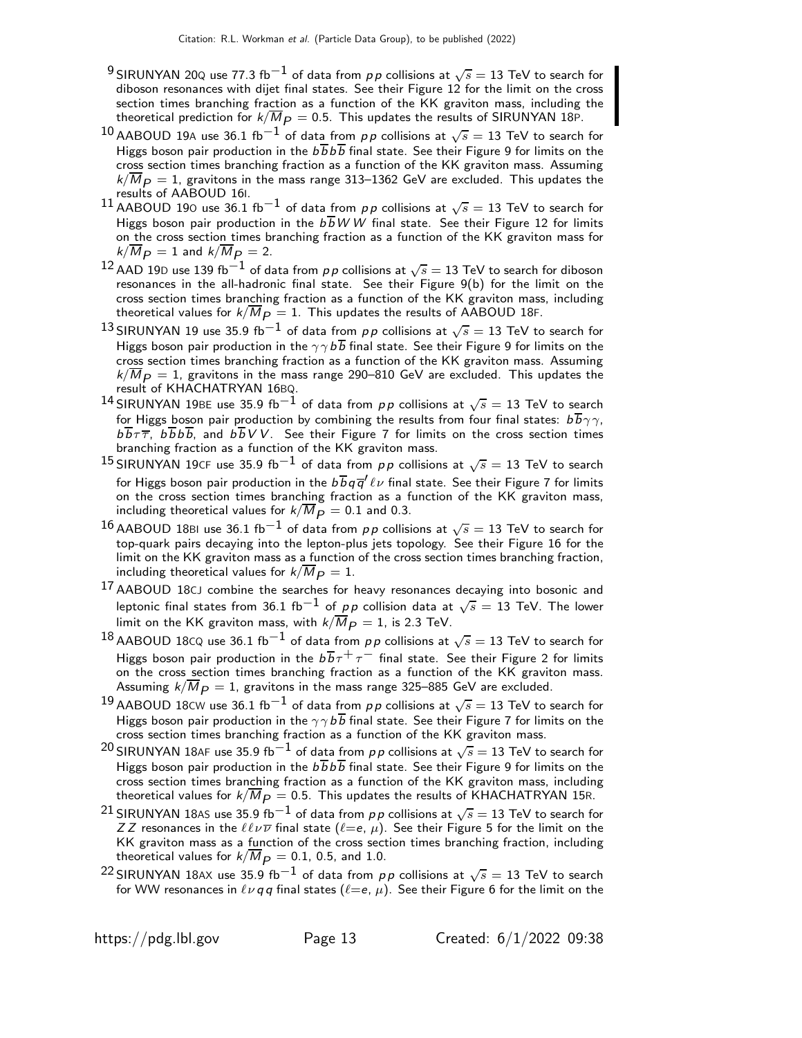[9] SIRUNYAN 20Q use 77.3 fb$^{-1}$ of data from $pp$ collisions at $\sqrt{s}$ = 13 TeV to search for diboson resonances with dijet final states. See their Figure 12 for the limit on the cross section times branching fraction as a function of the KK graviton mass, including the theoretical prediction for $k/\overline{M}_P = 0.5$. This updates the results of SIRUNYAN 18P.

[10] AABOUD 19A use 36.1 fb$^{-1}$ of data from $pp$ collisions at $\sqrt{s}$ = 13 TeV to search for Higgs boson pair production in the $b\overline{b}b\overline{b}$ final state. See their Figure 9 for limits on the cross section times branching fraction as a function of the KK graviton mass. Assuming $k/\overline{M}_P = 1$, gravitons in the mass range 313–1362 GeV are excluded. This updates the results of AABOUD 16I.

[11] AABOUD 19O use 36.1 fb$^{-1}$ of data from $pp$ collisions at $\sqrt{s}$ = 13 TeV to search for Higgs boson pair production in the $b\overline{b}WW$ final state. See their Figure 12 for limits on the cross section times branching fraction as a function of the KK graviton mass for $k/\overline{M}_P = 1$ and $k/\overline{M}_P = 2$.

[12] AAD 19D use 139 fb$^{-1}$ of data from $pp$ collisions at $\sqrt{s}$ = 13 TeV to search for diboson resonances in the all-hadronic final state. See their Figure 9(b) for the limit on the cross section times branching fraction as a function of the KK graviton mass, including theoretical values for $k/\overline{M}_P = 1$. This updates the results of AABOUD 18F.

[13] SIRUNYAN 19 use 35.9 fb$^{-1}$ of data from $pp$ collisions at $\sqrt{s}$ = 13 TeV to search for Higgs boson pair production in the $\gamma\gamma b\overline{b}$ final state. See their Figure 9 for limits on the cross section times branching fraction as a function of the KK graviton mass. Assuming $k/\overline{M}_P = 1$, gravitons in the mass range 290–810 GeV are excluded. This updates the result of KHACHATRYAN 16BQ.

[14] SIRUNYAN 19BE use 35.9 fb$^{-1}$ of data from $pp$ collisions at $\sqrt{s}$ = 13 TeV to search for Higgs boson pair production by combining the results from four final states: $b\overline{b}\gamma\gamma$, $b\overline{b}\tau\overline{\tau}$, $b\overline{b}b\overline{b}$, and $b\overline{b}VV$. See their Figure 7 for limits on the cross section times branching fraction as a function of the KK graviton mass.

[15] SIRUNYAN 19CF use 35.9 fb$^{-1}$ of data from $pp$ collisions at $\sqrt{s}$ = 13 TeV to search for Higgs boson pair production in the $b\overline{b}q\overline{q}'\ell\nu$ final state. See their Figure 7 for limits on the cross section times branching fraction as a function of the KK graviton mass, including theoretical values for $k/\overline{M}_P = 0.1$ and 0.3.

[16] AABOUD 18BI use 36.1 fb$^{-1}$ of data from $pp$ collisions at $\sqrt{s}$ = 13 TeV to search for top-quark pairs decaying into the lepton-plus jets topology. See their Figure 16 for the limit on the KK graviton mass as a function of the cross section times branching fraction, including theoretical values for $k/\overline{M}_P = 1$.

[17] AABOUD 18CJ combine the searches for heavy resonances decaying into bosonic and leptonic final states from 36.1 fb$^{-1}$ of $pp$ collision data at $\sqrt{s}$ = 13 TeV. The lower limit on the KK graviton mass, with $k/\overline{M}_P = 1$, is 2.3 TeV.

[18] AABOUD 18CQ use 36.1 fb$^{-1}$ of data from $pp$ collisions at $\sqrt{s}$ = 13 TeV to search for Higgs boson pair production in the $b\overline{b}\tau^+\tau^-$ final state. See their Figure 2 for limits on the cross section times branching fraction as a function of the KK graviton mass. Assuming $k/\overline{M}_P = 1$, gravitons in the mass range 325–885 GeV are excluded.

[19] AABOUD 18CW use 36.1 fb$^{-1}$ of data from $pp$ collisions at $\sqrt{s}$ = 13 TeV to search for Higgs boson pair production in the $\gamma\gamma b\overline{b}$ final state. See their Figure 7 for limits on the cross section times branching fraction as a function of the KK graviton mass.

[20] SIRUNYAN 18AF use 35.9 fb$^{-1}$ of data from $pp$ collisions at $\sqrt{s}$ = 13 TeV to search for Higgs boson pair production in the $b\overline{b}b\overline{b}$ final state. See their Figure 9 for limits on the cross section times branching fraction as a function of the KK graviton mass, including theoretical values for $k/\overline{M}_P = 0.5$. This updates the results of KHACHATRYAN 15R.

[21] SIRUNYAN 18AS use 35.9 fb$^{-1}$ of data from $pp$ collisions at $\sqrt{s}$ = 13 TeV to search for $ZZ$ resonances in the $\ell\ell\nu\overline{\nu}$ final state ($\ell$=$e$, $\mu$). See their Figure 5 for the limit on the KK graviton mass as a function of the cross section times branching fraction, including theoretical values for $k/\overline{M}_P = 0.1$, 0.5, and 1.0.

[22] SIRUNYAN 18AX use 35.9 fb$^{-1}$ of data from $pp$ collisions at $\sqrt{s}$ = 13 TeV to search for WW resonances in $\ell\nu qq$ final states ($\ell$=$e$, $\mu$). See their Figure 6 for the limit on the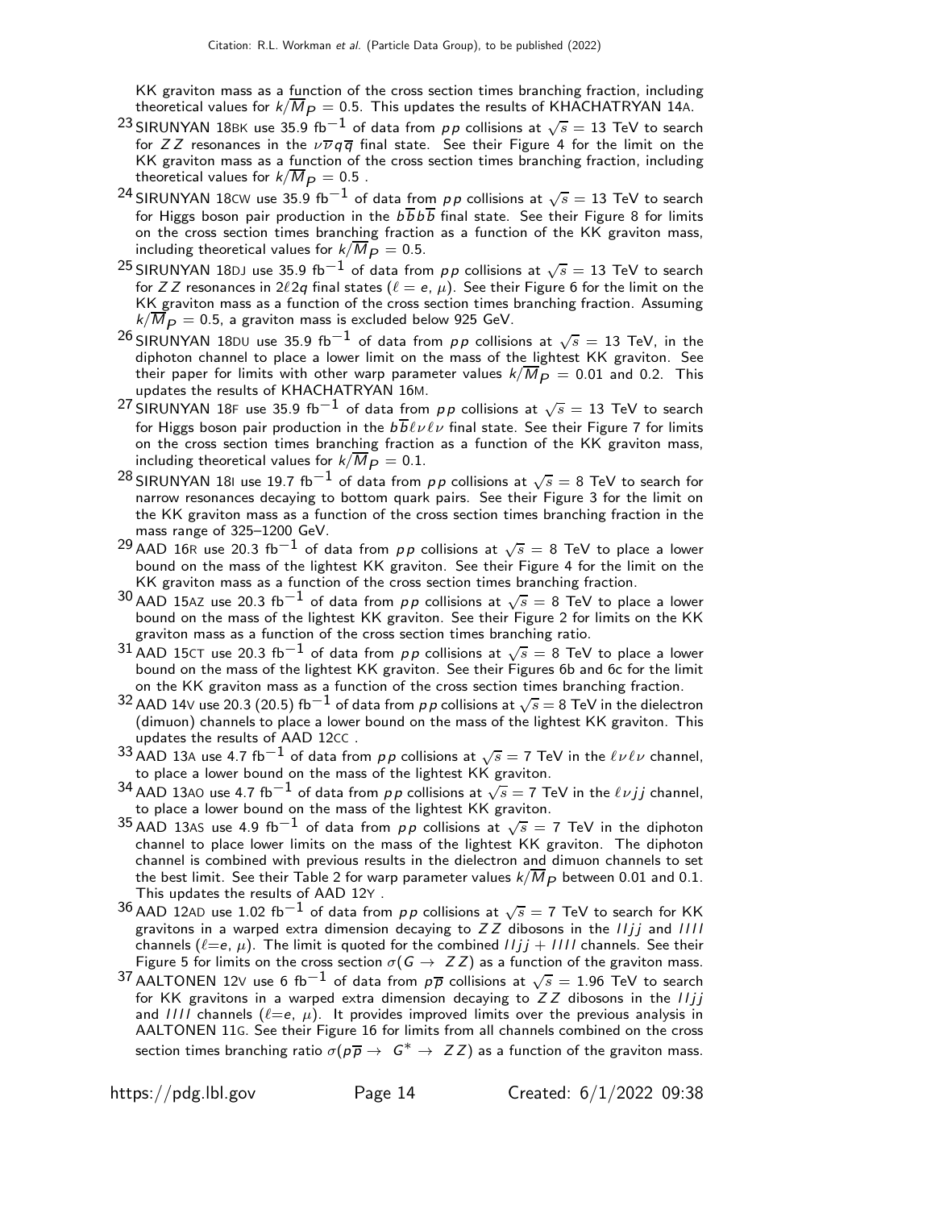KK graviton mass as a function of the cross section times branching fraction, including theoretical values for $k/\overline{M}_P = 0.5$. This updates the results of KHACHATRYAN 14A.

[23] SIRUNYAN 18BK use 35.9 fb$^{-1}$ of data from $pp$ collisions at $\sqrt{s} = 13$ TeV to search for $ZZ$ resonances in the $\nu\overline{\nu}q\overline{q}$ final state. See their Figure 4 for the limit on the KK graviton mass as a function of the cross section times branching fraction, including theoretical values for $k/\overline{M}_P = 0.5$ .

[24] SIRUNYAN 18CW use 35.9 fb$^{-1}$ of data from $pp$ collisions at $\sqrt{s} = 13$ TeV to search for Higgs boson pair production in the $b\overline{b}b\overline{b}$ final state. See their Figure 8 for limits on the cross section times branching fraction as a function of the KK graviton mass, including theoretical values for $k/\overline{M}_P = 0.5$.

[25] SIRUNYAN 18DJ use 35.9 fb$^{-1}$ of data from $pp$ collisions at $\sqrt{s} = 13$ TeV to search for $ZZ$ resonances in $2\ell 2q$ final states ($\ell = e, \mu$). See their Figure 6 for the limit on the KK graviton mass as a function of the cross section times branching fraction. Assuming $k/\overline{M}_P = 0.5$, a graviton mass is excluded below 925 GeV.

[26] SIRUNYAN 18DU use 35.9 fb$^{-1}$ of data from $pp$ collisions at $\sqrt{s} = 13$ TeV, in the diphoton channel to place a lower limit on the mass of the lightest KK graviton. See their paper for limits with other warp parameter values $k/\overline{M}_P = 0.01$ and 0.2. This updates the results of KHACHATRYAN 16M.

[27] SIRUNYAN 18F use 35.9 fb$^{-1}$ of data from $pp$ collisions at $\sqrt{s} = 13$ TeV to search for Higgs boson pair production in the $b\overline{b}\ell\nu\ell\nu$ final state. See their Figure 7 for limits on the cross section times branching fraction as a function of the KK graviton mass, including theoretical values for $k/\overline{M}_P = 0.1$.

[28] SIRUNYAN 18I use 19.7 fb$^{-1}$ of data from $pp$ collisions at $\sqrt{s} = 8$ TeV to search for narrow resonances decaying to bottom quark pairs. See their Figure 3 for the limit on the KK graviton mass as a function of the cross section times branching fraction in the mass range of 325–1200 GeV.

[29] AAD 16R use 20.3 fb$^{-1}$ of data from $pp$ collisions at $\sqrt{s} = 8$ TeV to place a lower bound on the mass of the lightest KK graviton. See their Figure 4 for the limit on the KK graviton mass as a function of the cross section times branching fraction.

[30] AAD 15AZ use 20.3 fb$^{-1}$ of data from $pp$ collisions at $\sqrt{s} = 8$ TeV to place a lower bound on the mass of the lightest KK graviton. See their Figure 2 for limits on the KK graviton mass as a function of the cross section times branching ratio.

[31] AAD 15CT use 20.3 fb$^{-1}$ of data from $pp$ collisions at $\sqrt{s} = 8$ TeV to place a lower bound on the mass of the lightest KK graviton. See their Figures 6b and 6c for the limit on the KK graviton mass as a function of the cross section times branching fraction.

[32] AAD 14V use 20.3 (20.5) fb$^{-1}$ of data from $pp$ collisions at $\sqrt{s} = 8$ TeV in the dielectron (dimuon) channels to place a lower bound on the mass of the lightest KK graviton. This updates the results of AAD 12CC .

[33] AAD 13A use 4.7 fb$^{-1}$ of data from $pp$ collisions at $\sqrt{s} = 7$ TeV in the $\ell\nu\ell\nu$ channel, to place a lower bound on the mass of the lightest KK graviton.

[34] AAD 13AO use 4.7 fb$^{-1}$ of data from $pp$ collisions at $\sqrt{s} = 7$ TeV in the $\ell\nu jj$ channel, to place a lower bound on the mass of the lightest KK graviton.

[35] AAD 13AS use 4.9 fb$^{-1}$ of data from $pp$ collisions at $\sqrt{s} = 7$ TeV in the diphoton channel to place lower limits on the mass of the lightest KK graviton. The diphoton channel is combined with previous results in the dielectron and dimuon channels to set the best limit. See their Table 2 for warp parameter values $k/\overline{M}_P$ between 0.01 and 0.1. This updates the results of AAD 12Y .

[36] AAD 12AD use 1.02 fb$^{-1}$ of data from $pp$ collisions at $\sqrt{s} = 7$ TeV to search for KK gravitons in a warped extra dimension decaying to $ZZ$ dibosons in the $lljj$ and $llll$ channels ($\ell$=$e$, $\mu$). The limit is quoted for the combined $lljj$ + $llll$ channels. See their Figure 5 for limits on the cross section $\sigma(G \to ZZ)$ as a function of the graviton mass.

[37] AALTONEN 12V use 6 fb$^{-1}$ of data from $p\overline{p}$ collisions at $\sqrt{s} = 1.96$ TeV to search for KK gravitons in a warped extra dimension decaying to $ZZ$ dibosons in the $lljj$ and $llll$ channels ($\ell$=$e$, $\mu$). It provides improved limits over the previous analysis in AALTONEN 11G. See their Figure 16 for limits from all channels combined on the cross section times branching ratio $\sigma(p\overline{p} \to G^* \to ZZ)$ as a function of the graviton mass.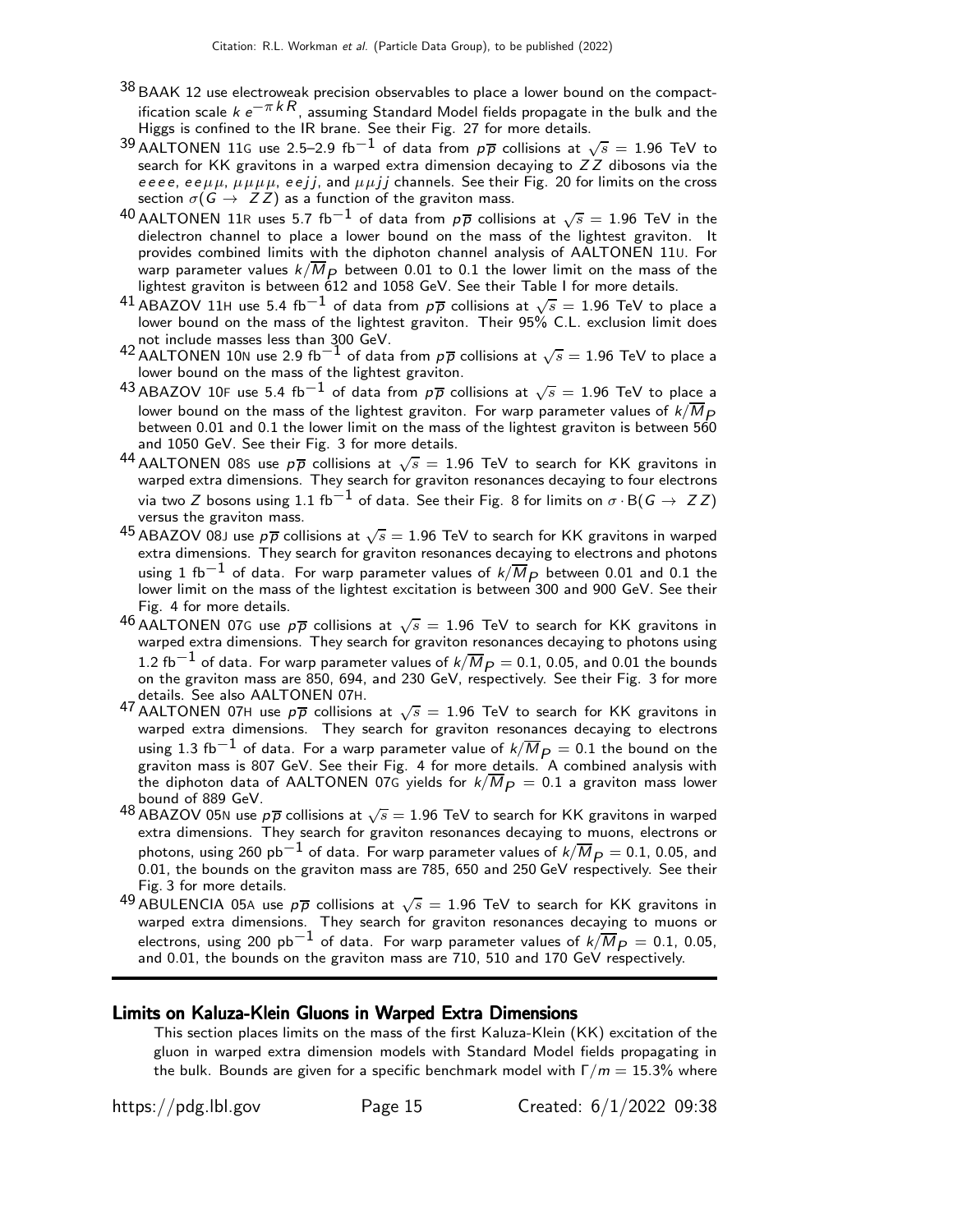[38] BAAK 12 use electroweak precision observables to place a lower bound on the compactification scale $k\,e^{-\pi k R}$, assuming Standard Model fields propagate in the bulk and the Higgs is confined to the IR brane. See their Fig. 27 for more details.

[39] AALTONEN 11G use 2.5–2.9 $\text{fb}^{-1}$ of data from $p\overline{p}$ collisions at $\sqrt{s} = 1.96$ TeV to search for KK gravitons in a warped extra dimension decaying to $ZZ$ dibosons via the $eeee$, $ee\mu\mu$, $\mu\mu\mu\mu$, $eejj$, and $\mu\mu jj$ channels. See their Fig. 20 for limits on the cross section $\sigma(G \rightarrow ZZ)$ as a function of the graviton mass.

[40] AALTONEN 11R uses 5.7 $\text{fb}^{-1}$ of data from $p\overline{p}$ collisions at $\sqrt{s} = 1.96$ TeV in the dielectron channel to place a lower bound on the mass of the lightest graviton. It provides combined limits with the diphoton channel analysis of AALTONEN 11U. For warp parameter values $k/\overline{M}_P$ between 0.01 to 0.1 the lower limit on the mass of the lightest graviton is between 612 and 1058 GeV. See their Table I for more details.

[41] ABAZOV 11H use 5.4 $\text{fb}^{-1}$ of data from $p\overline{p}$ collisions at $\sqrt{s} = 1.96$ TeV to place a lower bound on the mass of the lightest graviton. Their 95% C.L. exclusion limit does not include masses less than 300 GeV.

[42] AALTONEN 10N use 2.9 $\text{fb}^{-1}$ of data from $p\overline{p}$ collisions at $\sqrt{s} = 1.96$ TeV to place a lower bound on the mass of the lightest graviton.

[43] ABAZOV 10F use 5.4 $\text{fb}^{-1}$ of data from $p\overline{p}$ collisions at $\sqrt{s} = 1.96$ TeV to place a lower bound on the mass of the lightest graviton. For warp parameter values of $k/\overline{M}_P$ between 0.01 and 0.1 the lower limit on the mass of the lightest graviton is between 560 and 1050 GeV. See their Fig. 3 for more details.

[44] AALTONEN 08S use $p\overline{p}$ collisions at $\sqrt{s} = 1.96$ TeV to search for KK gravitons in warped extra dimensions. They search for graviton resonances decaying to four electrons via two $Z$ bosons using 1.1 $\text{fb}^{-1}$ of data. See their Fig. 8 for limits on $\sigma \cdot \text{B}(G \rightarrow ZZ)$ versus the graviton mass.

[45] ABAZOV 08J use $p\overline{p}$ collisions at $\sqrt{s} = 1.96$ TeV to search for KK gravitons in warped extra dimensions. They search for graviton resonances decaying to electrons and photons using 1 $\text{fb}^{-1}$ of data. For warp parameter values of $k/\overline{M}_P$ between 0.01 and 0.1 the lower limit on the mass of the lightest excitation is between 300 and 900 GeV. See their Fig. 4 for more details.

[46] AALTONEN 07G use $p\overline{p}$ collisions at $\sqrt{s} = 1.96$ TeV to search for KK gravitons in warped extra dimensions. They search for graviton resonances decaying to photons using 1.2 $\text{fb}^{-1}$ of data. For warp parameter values of $k/\overline{M}_P = 0.1$, 0.05, and 0.01 the bounds on the graviton mass are 850, 694, and 230 GeV, respectively. See their Fig. 3 for more details. See also AALTONEN 07H.

[47] AALTONEN 07H use $p\overline{p}$ collisions at $\sqrt{s} = 1.96$ TeV to search for KK gravitons in warped extra dimensions. They search for graviton resonances decaying to electrons using 1.3 $\text{fb}^{-1}$ of data. For a warp parameter value of $k/\overline{M}_P = 0.1$ the bound on the graviton mass is 807 GeV. See their Fig. 4 for more details. A combined analysis with the diphoton data of AALTONEN 07G yields for $k/\overline{M}_P = 0.1$ a graviton mass lower bound of 889 GeV.

[48] ABAZOV 05N use $p\overline{p}$ collisions at $\sqrt{s} = 1.96$ TeV to search for KK gravitons in warped extra dimensions. They search for graviton resonances decaying to muons, electrons or photons, using 260 $\text{pb}^{-1}$ of data. For warp parameter values of $k/\overline{M}_P = 0.1$, 0.05, and 0.01, the bounds on the graviton mass are 785, 650 and 250 GeV respectively. See their Fig. 3 for more details.

[49] ABULENCIA 05A use $p\overline{p}$ collisions at $\sqrt{s} = 1.96$ TeV to search for KK gravitons in warped extra dimensions. They search for graviton resonances decaying to muons or electrons, using 200 $\text{pb}^{-1}$ of data. For warp parameter values of $k/\overline{M}_P = 0.1$, 0.05, and 0.01, the bounds on the graviton mass are 710, 510 and 170 GeV respectively.

---

## Limits on Kaluza-Klein Gluons in Warped Extra Dimensions

This section places limits on the mass of the first Kaluza-Klein (KK) excitation of the gluon in warped extra dimension models with Standard Model fields propagating in the bulk. Bounds are given for a specific benchmark model with $\Gamma/m = 15.3\%$ where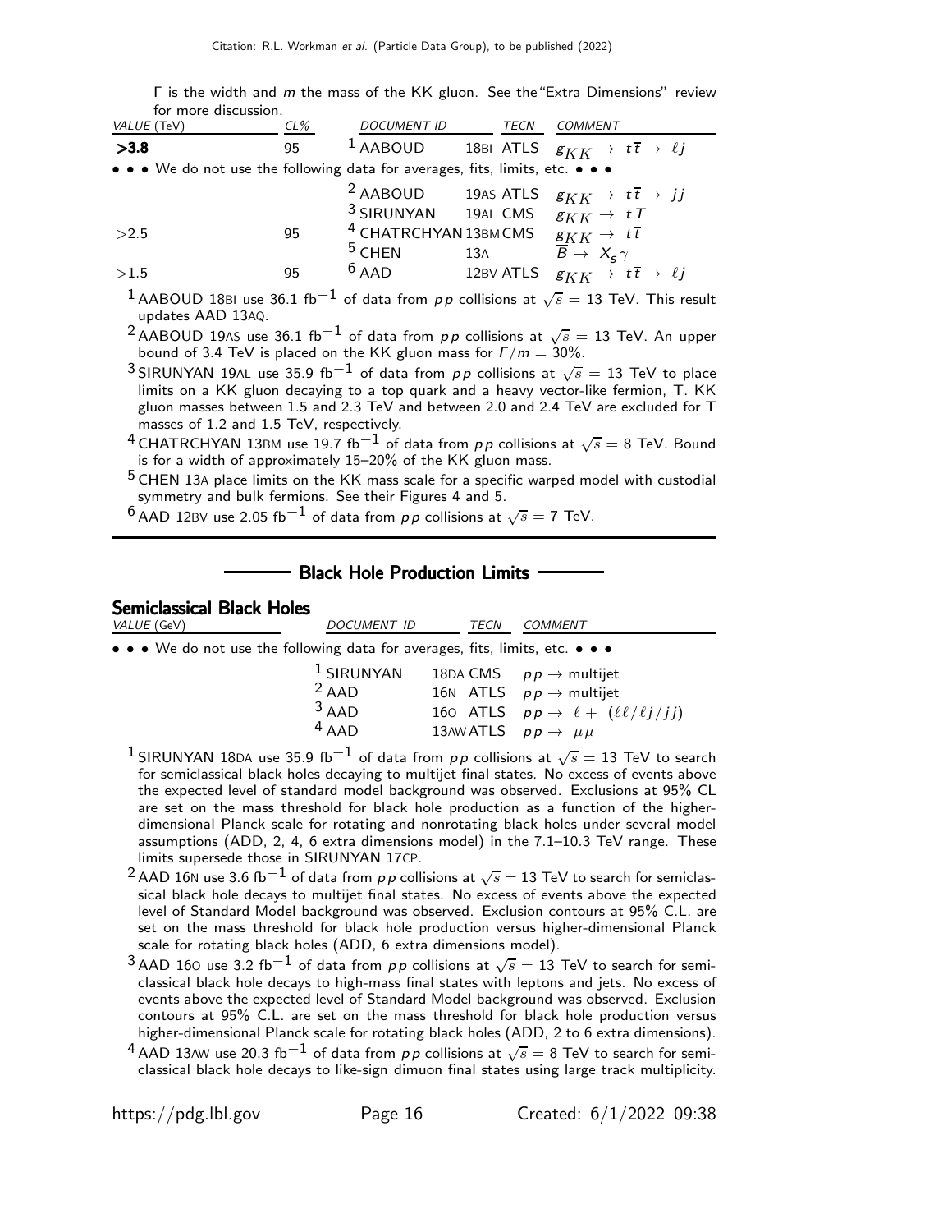Γ is the width and *m* the mass of the KK gluon. See the "Extra Dimensions" review for more discussion.

| *VALUE* (TeV) | *CL%* | *DOCUMENT ID* | | *TECN* | *COMMENT* |
|---|---|---|---|---|---|
| **>3.8** | 95 | [1] AABOUD | 18BI | ATLS | $g_{KK} \to t\overline{t} \to \ell j$ |
| • • • We do not use the following data for averages, fits, limits, etc. • • • | | | | | |
| | | [2] AABOUD | 19AS | ATLS | $g_{KK} \to t\overline{t} \to jj$ |
| | | [3] SIRUNYAN | 19AL | CMS | $g_{KK} \to tT$ |
| >2.5 | 95 | [4] CHATRCHYAN | 13BM | CMS | $g_{KK} \to t\overline{t}$ |
| | | [5] CHEN | 13A | | $\overline{B} \to X_s \gamma$ |
| >1.5 | 95 | [6] AAD | 12BV | ATLS | $g_{KK} \to t\overline{t} \to \ell j$ |

[1] AABOUD 18BI use 36.1 fb$^{-1}$ of data from $pp$ collisions at $\sqrt{s}$ = 13 TeV. This result updates AAD 13AQ.

[2] AABOUD 19AS use 36.1 fb$^{-1}$ of data from $pp$ collisions at $\sqrt{s}$ = 13 TeV. An upper bound of 3.4 TeV is placed on the KK gluon mass for $\Gamma/m$ = 30%.

[3] SIRUNYAN 19AL use 35.9 fb$^{-1}$ of data from $pp$ collisions at $\sqrt{s}$ = 13 TeV to place limits on a KK gluon decaying to a top quark and a heavy vector-like fermion, T. KK gluon masses between 1.5 and 2.3 TeV and between 2.0 and 2.4 TeV are excluded for T masses of 1.2 and 1.5 TeV, respectively.

[4] CHATRCHYAN 13BM use 19.7 fb$^{-1}$ of data from $pp$ collisions at $\sqrt{s}$ = 8 TeV. Bound is for a width of approximately 15–20% of the KK gluon mass.

[5] CHEN 13A place limits on the KK mass scale for a specific warped model with custodial symmetry and bulk fermions. See their Figures 4 and 5.

[6] AAD 12BV use 2.05 fb$^{-1}$ of data from $pp$ collisions at $\sqrt{s}$ = 7 TeV.

## Black Hole Production Limits

### Semiclassical Black Holes

| *VALUE* (GeV) | *DOCUMENT ID* | | *TECN* | *COMMENT* |
|---|---|---|---|---|
| • • • We do not use the following data for averages, fits, limits, etc. • • • | | | | |
| | [1] SIRUNYAN | 18DA | CMS | $pp \to$ multijet |
| | [2] AAD | 16N | ATLS | $pp \to$ multijet |
| | [3] AAD | 16O | ATLS | $pp \to \ell + (\ell\ell/\ell j/jj)$ |
| | [4] AAD | 13AW | ATLS | $pp \to \mu\mu$ |

[1] SIRUNYAN 18DA use 35.9 fb$^{-1}$ of data from $pp$ collisions at $\sqrt{s}$ = 13 TeV to search for semiclassical black holes decaying to multijet final states. No excess of events above the expected level of standard model background was observed. Exclusions at 95% CL are set on the mass threshold for black hole production as a function of the higher-dimensional Planck scale for rotating and nonrotating black holes under several model assumptions (ADD, 2, 4, 6 extra dimensions model) in the 7.1–10.3 TeV range. These limits supersede those in SIRUNYAN 17CP.

[2] AAD 16N use 3.6 fb$^{-1}$ of data from $pp$ collisions at $\sqrt{s}$ = 13 TeV to search for semiclassical black hole decays to multijet final states. No excess of events above the expected level of Standard Model background was observed. Exclusion contours at 95% C.L. are set on the mass threshold for black hole production versus higher-dimensional Planck scale for rotating black holes (ADD, 6 extra dimensions model).

[3] AAD 16O use 3.2 fb$^{-1}$ of data from $pp$ collisions at $\sqrt{s}$ = 13 TeV to search for semiclassical black hole decays to high-mass final states with leptons and jets. No excess of events above the expected level of Standard Model background was observed. Exclusion contours at 95% C.L. are set on the mass threshold for black hole production versus higher-dimensional Planck scale for rotating black holes (ADD, 2 to 6 extra dimensions).

[4] AAD 13AW use 20.3 fb$^{-1}$ of data from $pp$ collisions at $\sqrt{s}$ = 8 TeV to search for semiclassical black hole decays to like-sign dimuon final states using large track multiplicity.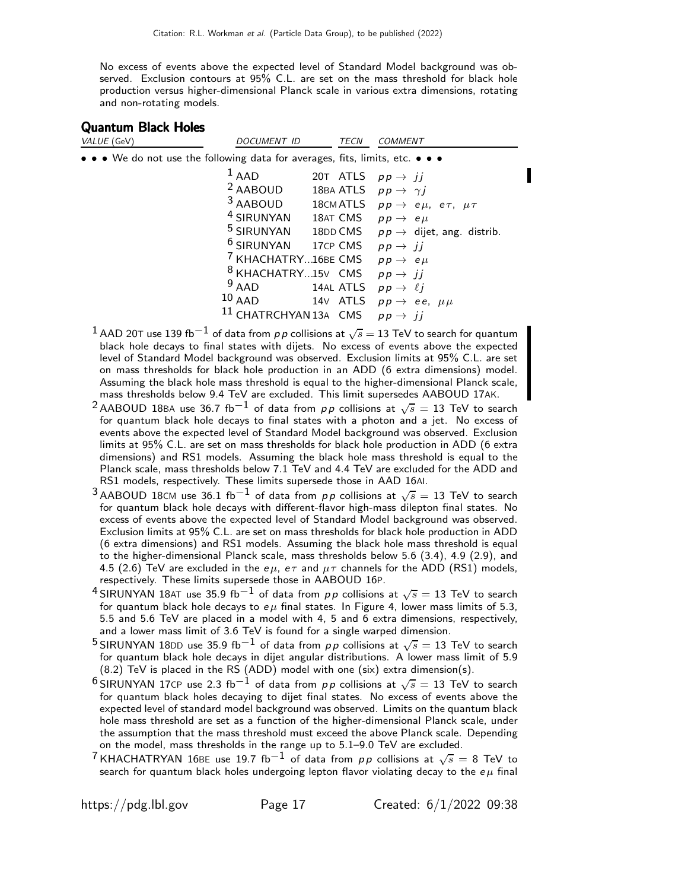No excess of events above the expected level of Standard Model background was observed. Exclusion contours at 95% C.L. are set on the mass threshold for black hole production versus higher-dimensional Planck scale in various extra dimensions, rotating and non-rotating models.

## Quantum Black Holes

| VALUE (GeV) | DOCUMENT ID | | TECN | COMMENT |
|---|---|---|---|---|
| • • • We do not use the following data for averages, fits, limits, etc. • • • | | | | |
| | [1] AAD | 20T | ATLS | $pp \to jj$ |
| | [2] AABOUD | 18BA | ATLS | $pp \to \gamma j$ |
| | [3] AABOUD | 18CM | ATLS | $pp \to e\mu,\ e\tau,\ \mu\tau$ |
| | [4] SIRUNYAN | 18AT | CMS | $pp \to e\mu$ |
| | [5] SIRUNYAN | 18DD | CMS | $pp \to$ dijet, ang. distrib. |
| | [6] SIRUNYAN | 17CP | CMS | $pp \to jj$ |
| | [7] KHACHATRY... | 16BE | CMS | $pp \to e\mu$ |
| | [8] KHACHATRY... | 15V | CMS | $pp \to jj$ |
| | [9] AAD | 14AL | ATLS | $pp \to \ell j$ |
| | [10] AAD | 14V | ATLS | $pp \to ee,\ \mu\mu$ |
| | [11] CHATRCHYAN | 13A | CMS | $pp \to jj$ |

[1] AAD 20T use 139 fb$^{-1}$ of data from $pp$ collisions at $\sqrt{s} = 13$ TeV to search for quantum black hole decays to final states with dijets. No excess of events above the expected level of Standard Model background was observed. Exclusion limits at 95% C.L. are set on mass thresholds for black hole production in an ADD (6 extra dimensions) model. Assuming the black hole mass threshold is equal to the higher-dimensional Planck scale, mass thresholds below 9.4 TeV are excluded. This limit supersedes AABOUD 17AK.

[2] AABOUD 18BA use 36.7 fb$^{-1}$ of data from $pp$ collisions at $\sqrt{s} = 13$ TeV to search for quantum black hole decays to final states with a photon and a jet. No excess of events above the expected level of Standard Model background was observed. Exclusion limits at 95% C.L. are set on mass thresholds for black hole production in ADD (6 extra dimensions) and RS1 models. Assuming the black hole mass threshold is equal to the Planck scale, mass thresholds below 7.1 TeV and 4.4 TeV are excluded for the ADD and RS1 models, respectively. These limits supersede those in AAD 16AI.

[3] AABOUD 18CM use 36.1 fb$^{-1}$ of data from $pp$ collisions at $\sqrt{s} = 13$ TeV to search for quantum black hole decays with different-flavor high-mass dilepton final states. No excess of events above the expected level of Standard Model background was observed. Exclusion limits at 95% C.L. are set on mass thresholds for black hole production in ADD (6 extra dimensions) and RS1 models. Assuming the black hole mass threshold is equal to the higher-dimensional Planck scale, mass thresholds below 5.6 (3.4), 4.9 (2.9), and 4.5 (2.6) TeV are excluded in the $e\mu$, $e\tau$ and $\mu\tau$ channels for the ADD (RS1) models, respectively. These limits supersede those in AABOUD 16P.

[4] SIRUNYAN 18AT use 35.9 fb$^{-1}$ of data from $pp$ collisions at $\sqrt{s} = 13$ TeV to search for quantum black hole decays to $e\mu$ final states. In Figure 4, lower mass limits of 5.3, 5.5 and 5.6 TeV are placed in a model with 4, 5 and 6 extra dimensions, respectively, and a lower mass limit of 3.6 TeV is found for a single warped dimension.

[5] SIRUNYAN 18DD use 35.9 fb$^{-1}$ of data from $pp$ collisions at $\sqrt{s} = 13$ TeV to search for quantum black hole decays in dijet angular distributions. A lower mass limit of 5.9 (8.2) TeV is placed in the RS (ADD) model with one (six) extra dimension(s).

[6] SIRUNYAN 17CP use 2.3 fb$^{-1}$ of data from $pp$ collisions at $\sqrt{s} = 13$ TeV to search for quantum black holes decaying to dijet final states. No excess of events above the expected level of standard model background was observed. Limits on the quantum black hole mass threshold are set as a function of the higher-dimensional Planck scale, under the assumption that the mass threshold must exceed the above Planck scale. Depending on the model, mass thresholds in the range up to 5.1–9.0 TeV are excluded.

[7] KHACHATRYAN 16BE use 19.7 fb$^{-1}$ of data from $pp$ collisions at $\sqrt{s} = 8$ TeV to search for quantum black holes undergoing lepton flavor violating decay to the $e\mu$ final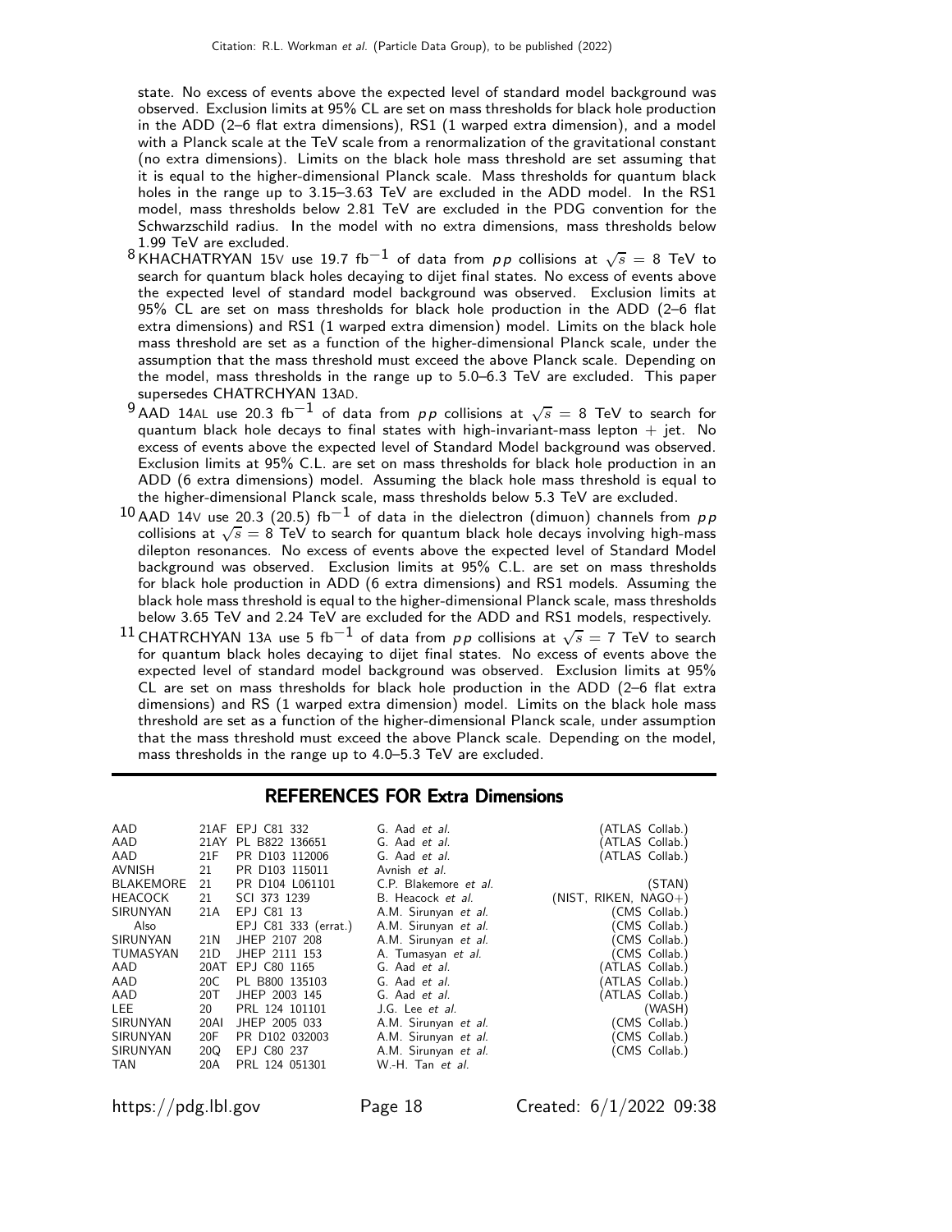state. No excess of events above the expected level of standard model background was observed. Exclusion limits at 95% CL are set on mass thresholds for black hole production in the ADD (2–6 flat extra dimensions), RS1 (1 warped extra dimension), and a model with a Planck scale at the TeV scale from a renormalization of the gravitational constant (no extra dimensions). Limits on the black hole mass threshold are set assuming that it is equal to the higher-dimensional Planck scale. Mass thresholds for quantum black holes in the range up to 3.15–3.63 TeV are excluded in the ADD model. In the RS1 model, mass thresholds below 2.81 TeV are excluded in the PDG convention for the Schwarzschild radius. In the model with no extra dimensions, mass thresholds below 1.99 TeV are excluded.

[8] KHACHATRYAN 15V use 19.7 fb$^{-1}$ of data from $pp$ collisions at $\sqrt{s}$ = 8 TeV to search for quantum black holes decaying to dijet final states. No excess of events above the expected level of standard model background was observed. Exclusion limits at 95% CL are set on mass thresholds for black hole production in the ADD (2–6 flat extra dimensions) and RS1 (1 warped extra dimension) model. Limits on the black hole mass threshold are set as a function of the higher-dimensional Planck scale, under the assumption that the mass threshold must exceed the above Planck scale. Depending on the model, mass thresholds in the range up to 5.0–6.3 TeV are excluded. This paper supersedes CHATRCHYAN 13AD.

[9] AAD 14AL use 20.3 fb$^{-1}$ of data from $pp$ collisions at $\sqrt{s}$ = 8 TeV to search for quantum black hole decays to final states with high-invariant-mass lepton + jet. No excess of events above the expected level of Standard Model background was observed. Exclusion limits at 95% C.L. are set on mass thresholds for black hole production in an ADD (6 extra dimensions) model. Assuming the black hole mass threshold is equal to the higher-dimensional Planck scale, mass thresholds below 5.3 TeV are excluded.

[10] AAD 14V use 20.3 (20.5) fb$^{-1}$ of data in the dielectron (dimuon) channels from $pp$ collisions at $\sqrt{s}$ = 8 TeV to search for quantum black hole decays involving high-mass dilepton resonances. No excess of events above the expected level of Standard Model background was observed. Exclusion limits at 95% C.L. are set on mass thresholds for black hole production in ADD (6 extra dimensions) and RS1 models. Assuming the black hole mass threshold is equal to the higher-dimensional Planck scale, mass thresholds below 3.65 TeV and 2.24 TeV are excluded for the ADD and RS1 models, respectively.

[11] CHATRCHYAN 13A use 5 fb$^{-1}$ of data from $pp$ collisions at $\sqrt{s}$ = 7 TeV to search for quantum black holes decaying to dijet final states. No excess of events above the expected level of standard model background was observed. Exclusion limits at 95% CL are set on mass thresholds for black hole production in the ADD (2–6 flat extra dimensions) and RS (1 warped extra dimension) model. Limits on the black hole mass threshold are set as a function of the higher-dimensional Planck scale, under assumption that the mass threshold must exceed the above Planck scale. Depending on the model, mass thresholds in the range up to 4.0–5.3 TeV are excluded.

## REFERENCES FOR Extra Dimensions

| | | | | |
|---|---|---|---|---|
| AAD | 21AF | EPJ C81 332 | G. Aad *et al.* | (ATLAS Collab.) |
| AAD | 21AY | PL B822 136651 | G. Aad *et al.* | (ATLAS Collab.) |
| AAD | 21F | PR D103 112006 | G. Aad *et al.* | (ATLAS Collab.) |
| AVNISH | 21 | PR D103 115011 | Avnish *et al.* | |
| BLAKEMORE | 21 | PR D104 L061101 | C.P. Blakemore *et al.* | (STAN) |
| HEACOCK | 21 | SCI 373 1239 | B. Heacock *et al.* | (NIST, RIKEN, NAGO+) |
| SIRUNYAN | 21A | EPJ C81 13 | A.M. Sirunyan *et al.* | (CMS Collab.) |
| Also | | EPJ C81 333 (errat.) | A.M. Sirunyan *et al.* | (CMS Collab.) |
| SIRUNYAN | 21N | JHEP 2107 208 | A.M. Sirunyan *et al.* | (CMS Collab.) |
| TUMASYAN | 21D | JHEP 2111 153 | A. Tumasyan *et al.* | (CMS Collab.) |
| AAD | 20AT | EPJ C80 1165 | G. Aad *et al.* | (ATLAS Collab.) |
| AAD | 20C | PL B800 135103 | G. Aad *et al.* | (ATLAS Collab.) |
| AAD | 20T | JHEP 2003 145 | G. Aad *et al.* | (ATLAS Collab.) |
| LEE | 20 | PRL 124 101101 | J.G. Lee *et al.* | (WASH) |
| SIRUNYAN | 20AI | JHEP 2005 033 | A.M. Sirunyan *et al.* | (CMS Collab.) |
| SIRUNYAN | 20F | PR D102 032003 | A.M. Sirunyan *et al.* | (CMS Collab.) |
| SIRUNYAN | 20Q | EPJ C80 237 | A.M. Sirunyan *et al.* | (CMS Collab.) |
| TAN | 20A | PRL 124 051301 | W.-H. Tan *et al.* | |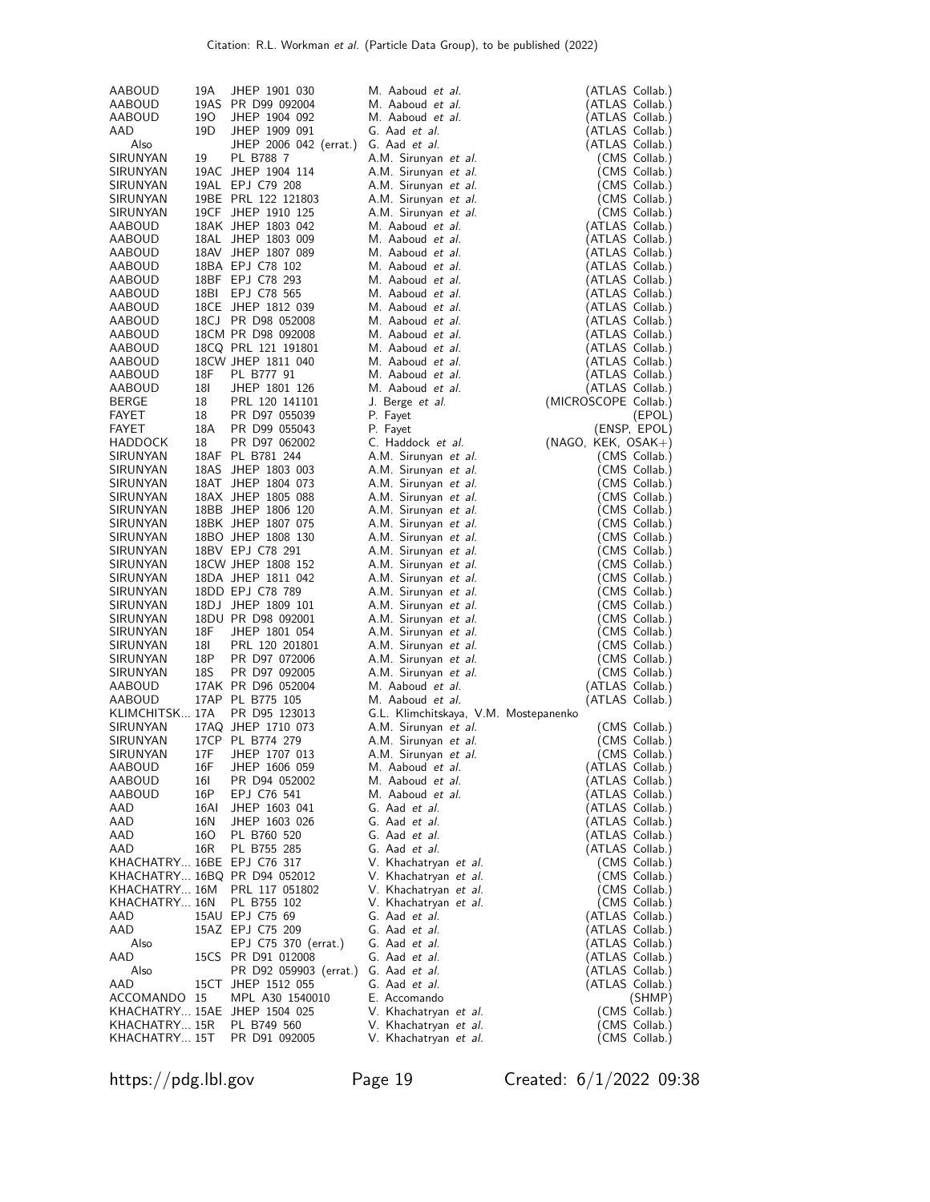| | | | | |
|---|---|---|---|---|
| AABOUD | 19A | JHEP 1901 030 | M. Aaboud *et al.* | (ATLAS Collab.) |
| AABOUD | 19AS | PR D99 092004 | M. Aaboud *et al.* | (ATLAS Collab.) |
| AABOUD | 19O | JHEP 1904 092 | M. Aaboud *et al.* | (ATLAS Collab.) |
| AAD | 19D | JHEP 1909 091 | G. Aad *et al.* | (ATLAS Collab.) |
| Also | | JHEP 2006 042 (errat.) | G. Aad *et al.* | (ATLAS Collab.) |
| SIRUNYAN | 19 | PL B788 7 | A.M. Sirunyan *et al.* | (CMS Collab.) |
| SIRUNYAN | 19AC | JHEP 1904 114 | A.M. Sirunyan *et al.* | (CMS Collab.) |
| SIRUNYAN | 19AL | EPJ C79 208 | A.M. Sirunyan *et al.* | (CMS Collab.) |
| SIRUNYAN | 19BE | PRL 122 121803 | A.M. Sirunyan *et al.* | (CMS Collab.) |
| SIRUNYAN | 19CF | JHEP 1910 125 | A.M. Sirunyan *et al.* | (CMS Collab.) |
| AABOUD | 18AK | JHEP 1803 042 | M. Aaboud *et al.* | (ATLAS Collab.) |
| AABOUD | 18AL | JHEP 1803 009 | M. Aaboud *et al.* | (ATLAS Collab.) |
| AABOUD | 18AV | JHEP 1807 089 | M. Aaboud *et al.* | (ATLAS Collab.) |
| AABOUD | 18BA | EPJ C78 102 | M. Aaboud *et al.* | (ATLAS Collab.) |
| AABOUD | 18BF | EPJ C78 293 | M. Aaboud *et al.* | (ATLAS Collab.) |
| AABOUD | 18BI | EPJ C78 565 | M. Aaboud *et al.* | (ATLAS Collab.) |
| AABOUD | 18CE | JHEP 1812 039 | M. Aaboud *et al.* | (ATLAS Collab.) |
| AABOUD | 18CJ | PR D98 052008 | M. Aaboud *et al.* | (ATLAS Collab.) |
| AABOUD | 18CM | PR D98 092008 | M. Aaboud *et al.* | (ATLAS Collab.) |
| AABOUD | 18CQ | PRL 121 191801 | M. Aaboud *et al.* | (ATLAS Collab.) |
| AABOUD | 18CW | JHEP 1811 040 | M. Aaboud *et al.* | (ATLAS Collab.) |
| AABOUD | 18F | PL B777 91 | M. Aaboud *et al.* | (ATLAS Collab.) |
| AABOUD | 18I | JHEP 1801 126 | M. Aaboud *et al.* | (ATLAS Collab.) |
| BERGE | 18 | PRL 120 141101 | J. Berge *et al.* | (MICROSCOPE Collab.) |
| FAYET | 18 | PR D97 055039 | P. Fayet | (EPOL) |
| FAYET | 18A | PR D99 055043 | P. Fayet | (ENSP, EPOL) |
| HADDOCK | 18 | PR D97 062002 | C. Haddock *et al.* | (NAGO, KEK, OSAK+) |
| SIRUNYAN | 18AF | PL B781 244 | A.M. Sirunyan *et al.* | (CMS Collab.) |
| SIRUNYAN | 18AS | JHEP 1803 003 | A.M. Sirunyan *et al.* | (CMS Collab.) |
| SIRUNYAN | 18AT | JHEP 1804 073 | A.M. Sirunyan *et al.* | (CMS Collab.) |
| SIRUNYAN | 18AX | JHEP 1805 088 | A.M. Sirunyan *et al.* | (CMS Collab.) |
| SIRUNYAN | 18BB | JHEP 1806 120 | A.M. Sirunyan *et al.* | (CMS Collab.) |
| SIRUNYAN | 18BK | JHEP 1807 075 | A.M. Sirunyan *et al.* | (CMS Collab.) |
| SIRUNYAN | 18BO | JHEP 1808 130 | A.M. Sirunyan *et al.* | (CMS Collab.) |
| SIRUNYAN | 18BV | EPJ C78 291 | A.M. Sirunyan *et al.* | (CMS Collab.) |
| SIRUNYAN | 18CW | JHEP 1808 152 | A.M. Sirunyan *et al.* | (CMS Collab.) |
| SIRUNYAN | 18DA | JHEP 1811 042 | A.M. Sirunyan *et al.* | (CMS Collab.) |
| SIRUNYAN | 18DD | EPJ C78 789 | A.M. Sirunyan *et al.* | (CMS Collab.) |
| SIRUNYAN | 18DJ | JHEP 1809 101 | A.M. Sirunyan *et al.* | (CMS Collab.) |
| SIRUNYAN | 18DU | PR D98 092001 | A.M. Sirunyan *et al.* | (CMS Collab.) |
| SIRUNYAN | 18F | JHEP 1801 054 | A.M. Sirunyan *et al.* | (CMS Collab.) |
| SIRUNYAN | 18I | PRL 120 201801 | A.M. Sirunyan *et al.* | (CMS Collab.) |
| SIRUNYAN | 18P | PR D97 072006 | A.M. Sirunyan *et al.* | (CMS Collab.) |
| SIRUNYAN | 18S | PR D97 092005 | A.M. Sirunyan *et al.* | (CMS Collab.) |
| AABOUD | 17AK | PR D96 052004 | M. Aaboud *et al.* | (ATLAS Collab.) |
| AABOUD | 17AP | PL B775 105 | M. Aaboud *et al.* | (ATLAS Collab.) |
| KLIMCHITSK... | 17A | PR D95 123013 | G.L. Klimchitskaya, V.M. Mostepanenko | |
| SIRUNYAN | 17AQ | JHEP 1710 073 | A.M. Sirunyan *et al.* | (CMS Collab.) |
| SIRUNYAN | 17CP | PL B774 279 | A.M. Sirunyan *et al.* | (CMS Collab.) |
| SIRUNYAN | 17F | JHEP 1707 013 | A.M. Sirunyan *et al.* | (CMS Collab.) |
| AABOUD | 16F | JHEP 1606 059 | M. Aaboud *et al.* | (ATLAS Collab.) |
| AABOUD | 16I | PR D94 052002 | M. Aaboud *et al.* | (ATLAS Collab.) |
| AABOUD | 16P | EPJ C76 541 | M. Aaboud *et al.* | (ATLAS Collab.) |
| AAD | 16AI | JHEP 1603 041 | G. Aad *et al.* | (ATLAS Collab.) |
| AAD | 16N | JHEP 1603 026 | G. Aad *et al.* | (ATLAS Collab.) |
| AAD | 16O | PL B760 520 | G. Aad *et al.* | (ATLAS Collab.) |
| AAD | 16R | PL B755 285 | G. Aad *et al.* | (ATLAS Collab.) |
| KHACHATRY... | 16BE | EPJ C76 317 | V. Khachatryan *et al.* | (CMS Collab.) |
| KHACHATRY... | 16BQ | PR D94 052012 | V. Khachatryan *et al.* | (CMS Collab.) |
| KHACHATRY... | 16M | PRL 117 051802 | V. Khachatryan *et al.* | (CMS Collab.) |
| KHACHATRY... | 16N | PL B755 102 | V. Khachatryan *et al.* | (CMS Collab.) |
| AAD | 15AU | EPJ C75 69 | G. Aad *et al.* | (ATLAS Collab.) |
| AAD | 15AZ | EPJ C75 209 | G. Aad *et al.* | (ATLAS Collab.) |
| Also | | EPJ C75 370 (errat.) | G. Aad *et al.* | (ATLAS Collab.) |
| AAD | 15CS | PR D91 012008 | G. Aad *et al.* | (ATLAS Collab.) |
| Also | | PR D92 059903 (errat.) | G. Aad *et al.* | (ATLAS Collab.) |
| AAD | 15CT | JHEP 1512 055 | G. Aad *et al.* | (ATLAS Collab.) |
| ACCOMANDO | 15 | MPL A30 1540010 | E. Accomando | (SHMP) |
| KHACHATRY... | 15AE | JHEP 1504 025 | V. Khachatryan *et al.* | (CMS Collab.) |
| KHACHATRY... | 15R | PL B749 560 | V. Khachatryan *et al.* | (CMS Collab.) |
| KHACHATRY... | 15T | PR D91 092005 | V. Khachatryan *et al.* | (CMS Collab.) |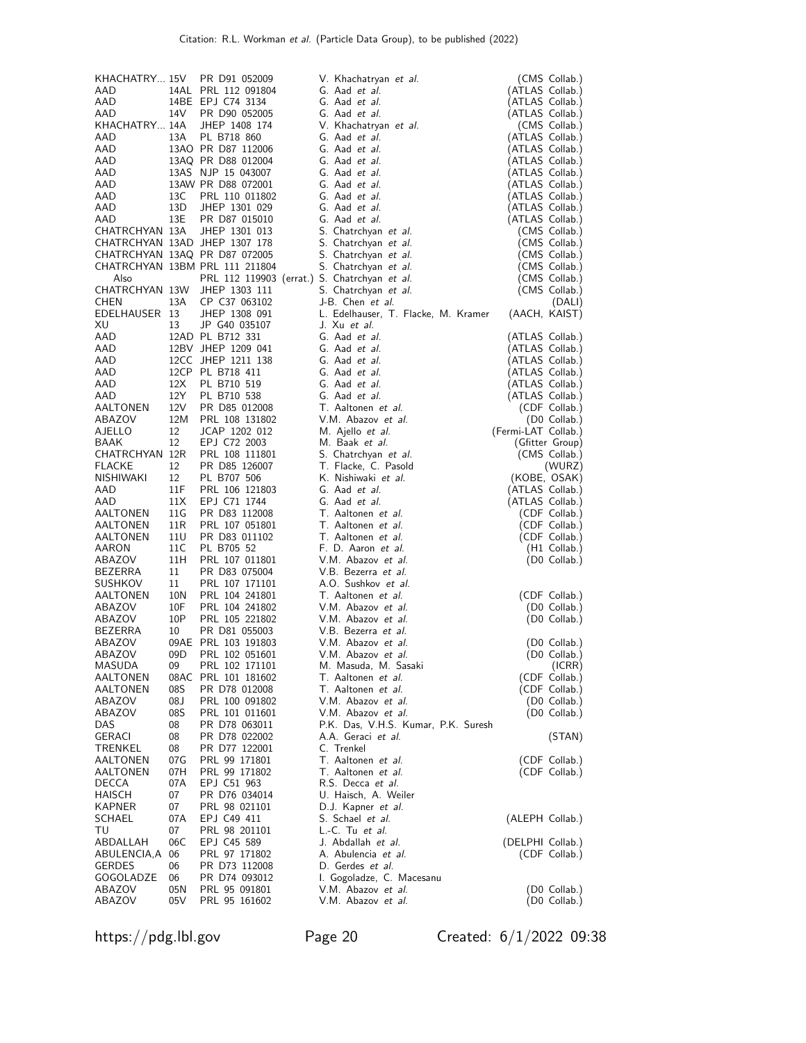| | | | | |
|---|---|---|---|---|
| KHACHATRY... | 15V | PR D91 052009 | V. Khachatryan *et al.* | (CMS Collab.) |
| AAD | 14AL | PRL 112 091804 | G. Aad *et al.* | (ATLAS Collab.) |
| AAD | 14BE | EPJ C74 3134 | G. Aad *et al.* | (ATLAS Collab.) |
| AAD | 14V | PR D90 052005 | G. Aad *et al.* | (ATLAS Collab.) |
| KHACHATRY... | 14A | JHEP 1408 174 | V. Khachatryan *et al.* | (CMS Collab.) |
| AAD | 13A | PL B718 860 | G. Aad *et al.* | (ATLAS Collab.) |
| AAD | 13AO | PR D87 112006 | G. Aad *et al.* | (ATLAS Collab.) |
| AAD | 13AQ | PR D88 012004 | G. Aad *et al.* | (ATLAS Collab.) |
| AAD | 13AS | NJP 15 043007 | G. Aad *et al.* | (ATLAS Collab.) |
| AAD | 13AW | PR D88 072001 | G. Aad *et al.* | (ATLAS Collab.) |
| AAD | 13C | PRL 110 011802 | G. Aad *et al.* | (ATLAS Collab.) |
| AAD | 13D | JHEP 1301 029 | G. Aad *et al.* | (ATLAS Collab.) |
| AAD | 13E | PR D87 015010 | G. Aad *et al.* | (ATLAS Collab.) |
| CHATRCHYAN | 13A | JHEP 1301 013 | S. Chatrchyan *et al.* | (CMS Collab.) |
| CHATRCHYAN | 13AD | JHEP 1307 178 | S. Chatrchyan *et al.* | (CMS Collab.) |
| CHATRCHYAN | 13AQ | PR D87 072005 | S. Chatrchyan *et al.* | (CMS Collab.) |
| CHATRCHYAN | 13BM | PRL 111 211804 | S. Chatrchyan *et al.* | (CMS Collab.) |
| Also | | PRL 112 119903 (errat.) | S. Chatrchyan *et al.* | (CMS Collab.) |
| CHATRCHYAN | 13W | JHEP 1303 111 | S. Chatrchyan *et al.* | (CMS Collab.) |
| CHEN | 13A | CP C37 063102 | J-B. Chen *et al.* | (DALI) |
| EDELHAUSER | 13 | JHEP 1308 091 | L. Edelhauser, T. Flacke, M. Kramer | (AACH, KAIST) |
| XU | 13 | JP G40 035107 | J. Xu *et al.* | |
| AAD | 12AD | PL B712 331 | G. Aad *et al.* | (ATLAS Collab.) |
| AAD | 12BV | JHEP 1209 041 | G. Aad *et al.* | (ATLAS Collab.) |
| AAD | 12CC | JHEP 1211 138 | G. Aad *et al.* | (ATLAS Collab.) |
| AAD | 12CP | PL B718 411 | G. Aad *et al.* | (ATLAS Collab.) |
| AAD | 12X | PL B710 519 | G. Aad *et al.* | (ATLAS Collab.) |
| AAD | 12Y | PL B710 538 | G. Aad *et al.* | (ATLAS Collab.) |
| AALTONEN | 12V | PR D85 012008 | T. Aaltonen *et al.* | (CDF Collab.) |
| ABAZOV | 12M | PRL 108 131802 | V.M. Abazov *et al.* | (D0 Collab.) |
| AJELLO | 12 | JCAP 1202 012 | M. Ajello *et al.* | (Fermi-LAT Collab.) |
| BAAK | 12 | EPJ C72 2003 | M. Baak *et al.* | (Gfitter Group) |
| CHATRCHYAN | 12R | PRL 108 111801 | S. Chatrchyan *et al.* | (CMS Collab.) |
| FLACKE | 12 | PR D85 126007 | T. Flacke, C. Pasold | (WURZ) |
| NISHIWAKI | 12 | PL B707 506 | K. Nishiwaki *et al.* | (KOBE, OSAK) |
| AAD | 11F | PRL 106 121803 | G. Aad *et al.* | (ATLAS Collab.) |
| AAD | 11X | EPJ C71 1744 | G. Aad *et al.* | (ATLAS Collab.) |
| AALTONEN | 11G | PR D83 112008 | T. Aaltonen *et al.* | (CDF Collab.) |
| AALTONEN | 11R | PRL 107 051801 | T. Aaltonen *et al.* | (CDF Collab.) |
| AALTONEN | 11U | PR D83 011102 | T. Aaltonen *et al.* | (CDF Collab.) |
| AARON | 11C | PL B705 52 | F. D. Aaron *et al.* | (H1 Collab.) |
| ABAZOV | 11H | PRL 107 011801 | V.M. Abazov *et al.* | (D0 Collab.) |
| BEZERRA | 11 | PR D83 075004 | V.B. Bezerra *et al.* | |
| SUSHKOV | 11 | PRL 107 171101 | A.O. Sushkov *et al.* | |
| AALTONEN | 10N | PRL 104 241801 | T. Aaltonen *et al.* | (CDF Collab.) |
| ABAZOV | 10F | PRL 104 241802 | V.M. Abazov *et al.* | (D0 Collab.) |
| ABAZOV | 10P | PRL 105 221802 | V.M. Abazov *et al.* | (D0 Collab.) |
| BEZERRA | 10 | PR D81 055003 | V.B. Bezerra *et al.* | |
| ABAZOV | 09AE | PRL 103 191803 | V.M. Abazov *et al.* | (D0 Collab.) |
| ABAZOV | 09D | PRL 102 051601 | V.M. Abazov *et al.* | (D0 Collab.) |
| MASUDA | 09 | PRL 102 171101 | M. Masuda, M. Sasaki | (ICRR) |
| AALTONEN | 08AC | PRL 101 181602 | T. Aaltonen *et al.* | (CDF Collab.) |
| AALTONEN | 08S | PR D78 012008 | T. Aaltonen *et al.* | (CDF Collab.) |
| ABAZOV | 08J | PRL 100 091802 | V.M. Abazov *et al.* | (D0 Collab.) |
| ABAZOV | 08S | PRL 101 011601 | V.M. Abazov *et al.* | (D0 Collab.) |
| DAS | 08 | PR D78 063011 | P.K. Das, V.H.S. Kumar, P.K. Suresh | |
| GERACI | 08 | PR D78 022002 | A.A. Geraci *et al.* | (STAN) |
| TRENKEL | 08 | PR D77 122001 | C. Trenkel | |
| AALTONEN | 07G | PRL 99 171801 | T. Aaltonen *et al.* | (CDF Collab.) |
| AALTONEN | 07H | PRL 99 171802 | T. Aaltonen *et al.* | (CDF Collab.) |
| DECCA | 07A | EPJ C51 963 | R.S. Decca *et al.* | |
| HAISCH | 07 | PR D76 034014 | U. Haisch, A. Weiler | |
| KAPNER | 07 | PRL 98 021101 | D.J. Kapner *et al.* | |
| SCHAEL | 07A | EPJ C49 411 | S. Schael *et al.* | (ALEPH Collab.) |
| TU | 07 | PRL 98 201101 | L.-C. Tu *et al.* | |
| ABDALLAH | 06C | EPJ C45 589 | J. Abdallah *et al.* | (DELPHI Collab.) |
| ABULENCIA,A | 06 | PRL 97 171802 | A. Abulencia *et al.* | (CDF Collab.) |
| GERDES | 06 | PR D73 112008 | D. Gerdes *et al.* | |
| GOGOLADZE | 06 | PR D74 093012 | I. Gogoladze, C. Macesanu | |
| ABAZOV | 05N | PRL 95 091801 | V.M. Abazov *et al.* | (D0 Collab.) |
| ABAZOV | 05V | PRL 95 161602 | V.M. Abazov *et al.* | (D0 Collab.) |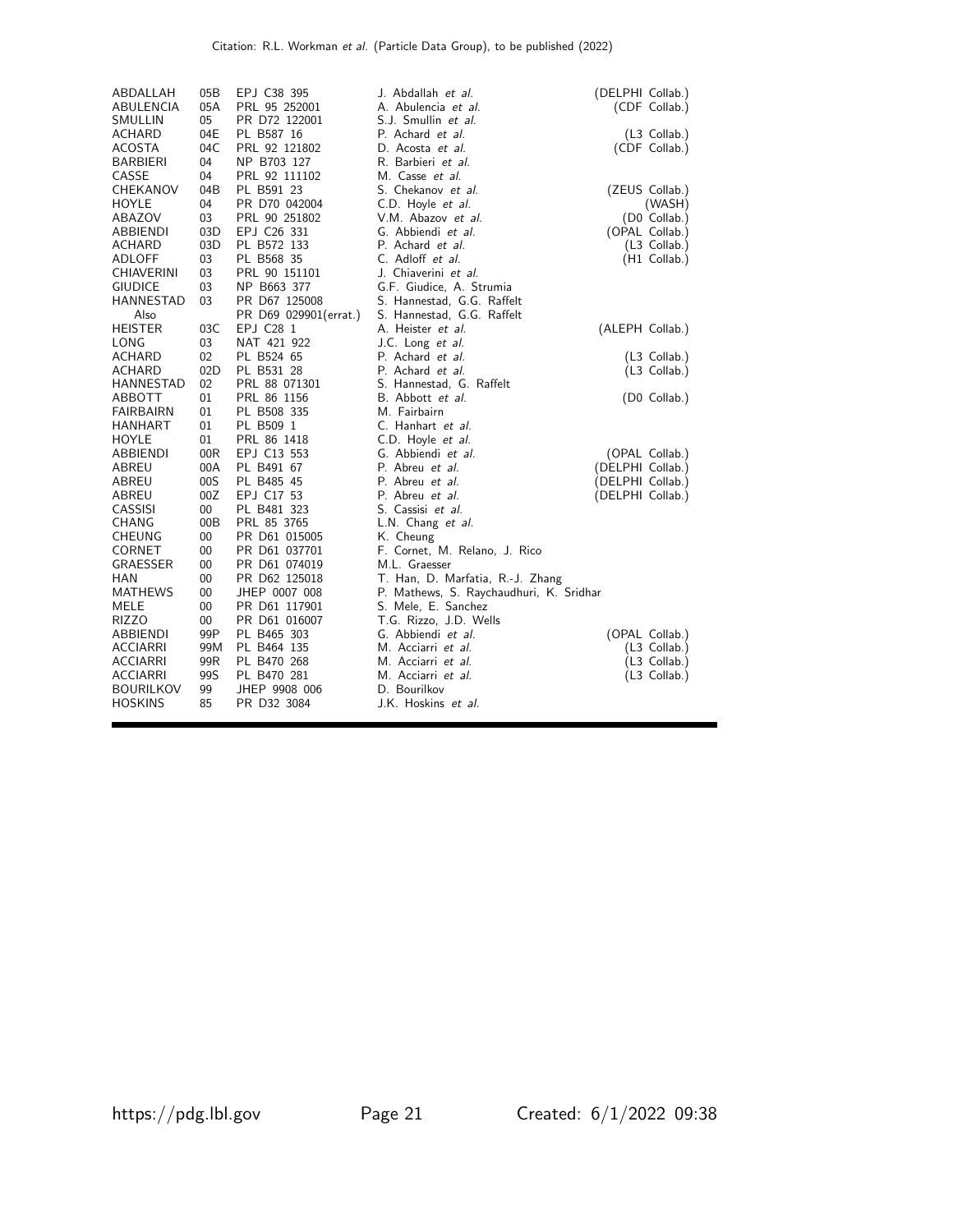| | | | | |
|---|---|---|---|---|
| ABDALLAH | 05B | EPJ C38 395 | J. Abdallah *et al.* | (DELPHI Collab.) |
| ABULENCIA | 05A | PRL 95 252001 | A. Abulencia *et al.* | (CDF Collab.) |
| SMULLIN | 05 | PR D72 122001 | S.J. Smullin *et al.* | |
| ACHARD | 04E | PL B587 16 | P. Achard *et al.* | (L3 Collab.) |
| ACOSTA | 04C | PRL 92 121802 | D. Acosta *et al.* | (CDF Collab.) |
| BARBIERI | 04 | NP B703 127 | R. Barbieri *et al.* | |
| CASSE | 04 | PRL 92 111102 | M. Casse *et al.* | |
| CHEKANOV | 04B | PL B591 23 | S. Chekanov *et al.* | (ZEUS Collab.) |
| HOYLE | 04 | PR D70 042004 | C.D. Hoyle *et al.* | (WASH) |
| ABAZOV | 03 | PRL 90 251802 | V.M. Abazov *et al.* | (D0 Collab.) |
| ABBIENDI | 03D | EPJ C26 331 | G. Abbiendi *et al.* | (OPAL Collab.) |
| ACHARD | 03D | PL B572 133 | P. Achard *et al.* | (L3 Collab.) |
| ADLOFF | 03 | PL B568 35 | C. Adloff *et al.* | (H1 Collab.) |
| CHIAVERINI | 03 | PRL 90 151101 | J. Chiaverini *et al.* | |
| GIUDICE | 03 | NP B663 377 | G.F. Giudice, A. Strumia | |
| HANNESTAD | 03 | PR D67 125008 | S. Hannestad, G.G. Raffelt | |
| Also | | PR D69 029901(errat.) | S. Hannestad, G.G. Raffelt | |
| HEISTER | 03C | EPJ C28 1 | A. Heister *et al.* | (ALEPH Collab.) |
| LONG | 03 | NAT 421 922 | J.C. Long *et al.* | |
| ACHARD | 02 | PL B524 65 | P. Achard *et al.* | (L3 Collab.) |
| ACHARD | 02D | PL B531 28 | P. Achard *et al.* | (L3 Collab.) |
| HANNESTAD | 02 | PRL 88 071301 | S. Hannestad, G. Raffelt | |
| ABBOTT | 01 | PRL 86 1156 | B. Abbott *et al.* | (D0 Collab.) |
| FAIRBAIRN | 01 | PL B508 335 | M. Fairbairn | |
| HANHART | 01 | PL B509 1 | C. Hanhart *et al.* | |
| HOYLE | 01 | PRL 86 1418 | C.D. Hoyle *et al.* | |
| ABBIENDI | 00R | EPJ C13 553 | G. Abbiendi *et al.* | (OPAL Collab.) |
| ABREU | 00A | PL B491 67 | P. Abreu *et al.* | (DELPHI Collab.) |
| ABREU | 00S | PL B485 45 | P. Abreu *et al.* | (DELPHI Collab.) |
| ABREU | 00Z | EPJ C17 53 | P. Abreu *et al.* | (DELPHI Collab.) |
| CASSISI | 00 | PL B481 323 | S. Cassisi *et al.* | |
| CHANG | 00B | PRL 85 3765 | L.N. Chang *et al.* | |
| CHEUNG | 00 | PR D61 015005 | K. Cheung | |
| CORNET | 00 | PR D61 037701 | F. Cornet, M. Relano, J. Rico | |
| GRAESSER | 00 | PR D61 074019 | M.L. Graesser | |
| HAN | 00 | PR D62 125018 | T. Han, D. Marfatia, R.-J. Zhang | |
| MATHEWS | 00 | JHEP 0007 008 | P. Mathews, S. Raychaudhuri, K. Sridhar | |
| MELE | 00 | PR D61 117901 | S. Mele, E. Sanchez | |
| RIZZO | 00 | PR D61 016007 | T.G. Rizzo, J.D. Wells | |
| ABBIENDI | 99P | PL B465 303 | G. Abbiendi *et al.* | (OPAL Collab.) |
| ACCIARRI | 99M | PL B464 135 | M. Acciarri *et al.* | (L3 Collab.) |
| ACCIARRI | 99R | PL B470 268 | M. Acciarri *et al.* | (L3 Collab.) |
| ACCIARRI | 99S | PL B470 281 | M. Acciarri *et al.* | (L3 Collab.) |
| BOURILKOV | 99 | JHEP 9908 006 | D. Bourilkov | |
| HOSKINS | 85 | PR D32 3084 | J.K. Hoskins *et al.* | |